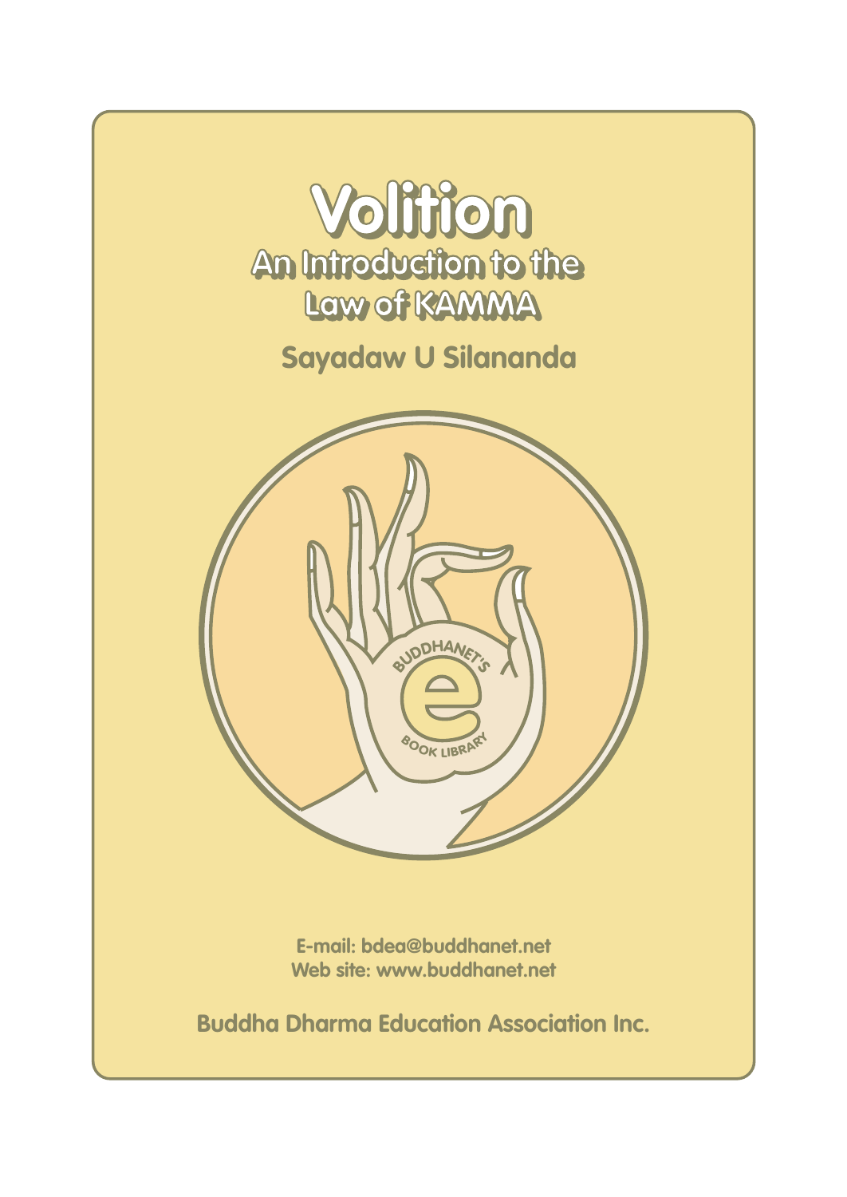# Volition

## An Introduction to the Law of KAMMA

**Sayadaw U Silananda**

E-mail: bdea@buddhanet.net
Web site: www.buddhanet.net

**Buddha Dharma Education Association Inc.**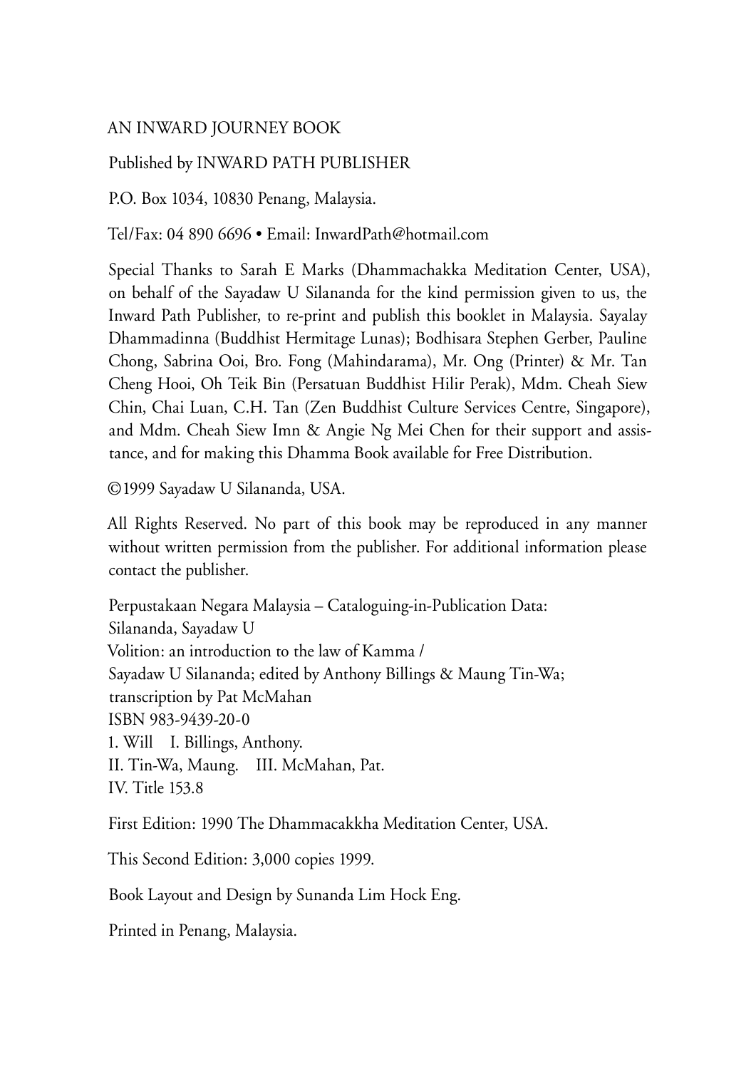AN INWARD JOURNEY BOOK

Published by INWARD PATH PUBLISHER

P.O. Box 1034, 10830 Penang, Malaysia.

Tel/Fax: 04 890 6696 • Email: InwardPath@hotmail.com

Special Thanks to Sarah E Marks (Dhammachakka Meditation Center, USA), on behalf of the Sayadaw U Silananda for the kind permission given to us, the Inward Path Publisher, to re-print and publish this booklet in Malaysia. Sayalay Dhammadinna (Buddhist Hermitage Lunas); Bodhisara Stephen Gerber, Pauline Chong, Sabrina Ooi, Bro. Fong (Mahindarama), Mr. Ong (Printer) & Mr. Tan Cheng Hooi, Oh Teik Bin (Persatuan Buddhist Hilir Perak), Mdm. Cheah Siew Chin, Chai Luan, C.H. Tan (Zen Buddhist Culture Services Centre, Singapore), and Mdm. Cheah Siew Imn & Angie Ng Mei Chen for their support and assistance, and for making this Dhamma Book available for Free Distribution.

©1999 Sayadaw U Silananda, USA.

All Rights Reserved. No part of this book may be reproduced in any manner without written permission from the publisher. For additional information please contact the publisher.

Perpustakaan Negara Malaysia – Cataloguing-in-Publication Data:
Silananda, Sayadaw U
Volition: an introduction to the law of Kamma /
Sayadaw U Silananda; edited by Anthony Billings & Maung Tin-Wa;
transcription by Pat McMahan
ISBN 983-9439-20-0
1. Will I. Billings, Anthony.
II. Tin-Wa, Maung. III. McMahan, Pat.
IV. Title 153.8

First Edition: 1990 The Dhammacakkha Meditation Center, USA.

This Second Edition: 3,000 copies 1999.

Book Layout and Design by Sunanda Lim Hock Eng.

Printed in Penang, Malaysia.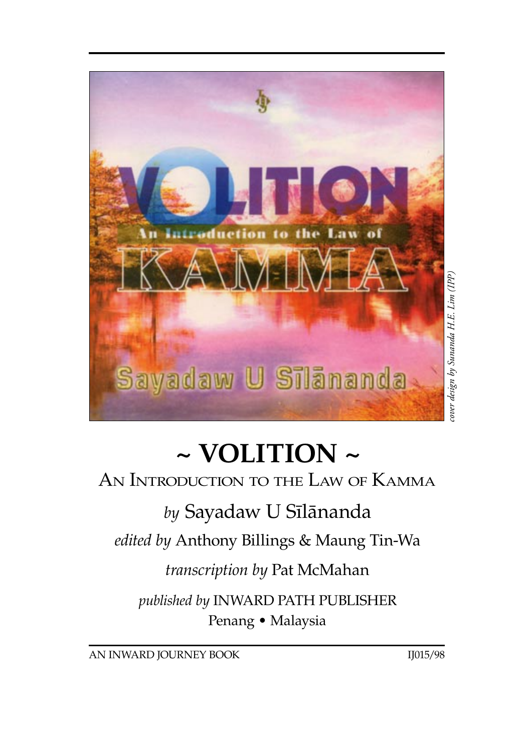# ~ VOLITION ~

## An Introduction to the Law of Kamma

*by* Sayadaw U Sīlānanda

*edited by* Anthony Billings & Maung Tin-Wa

*transcription by* Pat McMahan

*published by* INWARD PATH PUBLISHER
Penang • Malaysia

*cover design by Sunanda H.E. Lim (IPP)*

AN INWARD JOURNEY BOOK IJ015/98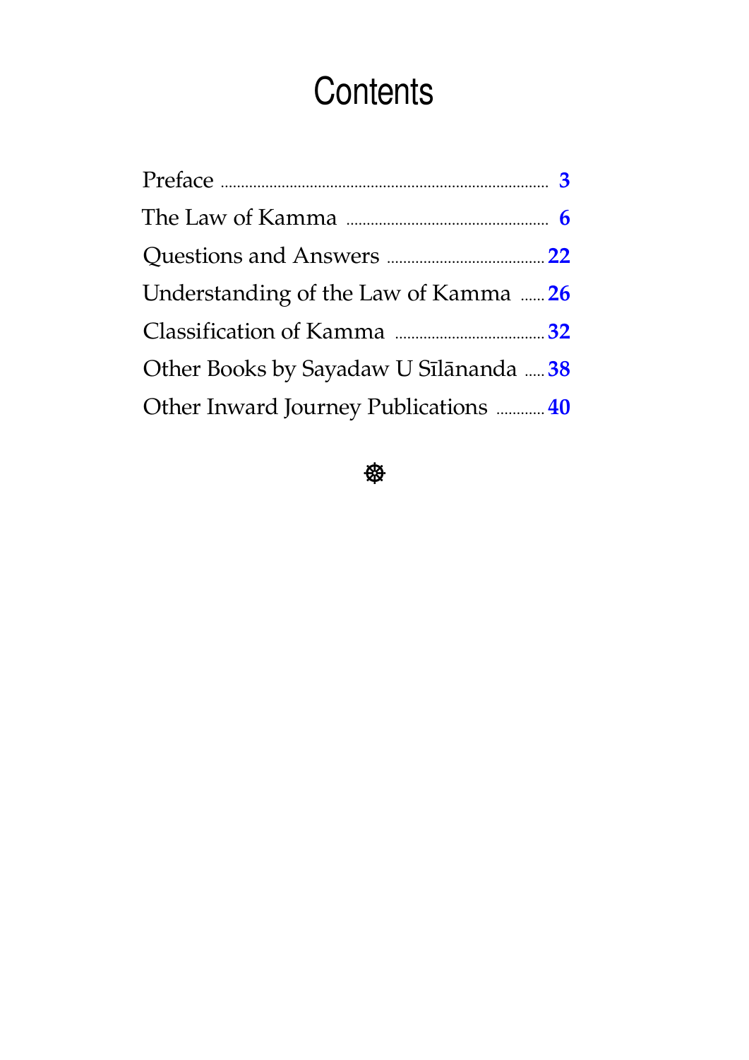# Contents

| | |
|---|---|
| Preface | 3 |
| The Law of Kamma | 6 |
| Questions and Answers | 22 |
| Understanding of the Law of Kamma | 26 |
| Classification of Kamma | 32 |
| Other Books by Sayadaw U Sīlānanda | 38 |
| Other Inward Journey Publications | 40 |

☸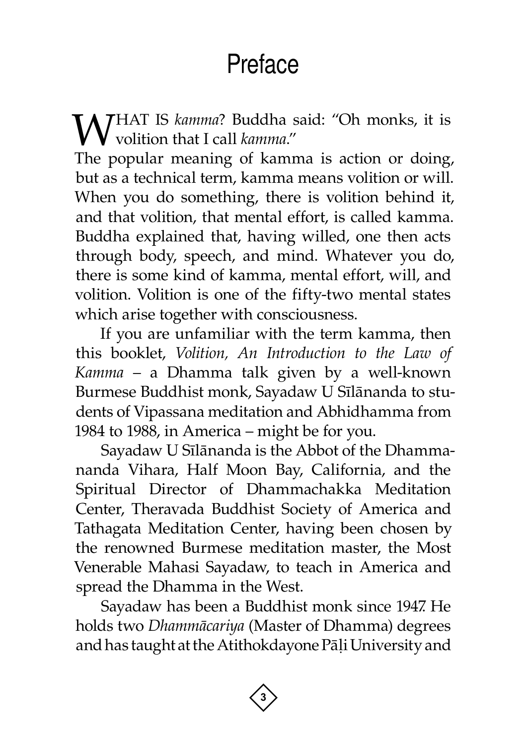# Preface

WHAT IS *kamma*? Buddha said: "Oh monks, it is volition that I call *kamma*."

The popular meaning of kamma is action or doing, but as a technical term, kamma means volition or will. When you do something, there is volition behind it, and that volition, that mental effort, is called kamma. Buddha explained that, having willed, one then acts through body, speech, and mind. Whatever you do, there is some kind of kamma, mental effort, will, and volition. Volition is one of the fifty-two mental states which arise together with consciousness.

If you are unfamiliar with the term kamma, then this booklet, *Volition, An Introduction to the Law of Kamma* – a Dhamma talk given by a well-known Burmese Buddhist monk, Sayadaw U Sīlānanda to students of Vipassana meditation and Abhidhamma from 1984 to 1988, in America – might be for you.

Sayadaw U Sīlānanda is the Abbot of the Dhammananda Vihara, Half Moon Bay, California, and the Spiritual Director of Dhammachakka Meditation Center, Theravada Buddhist Society of America and Tathagata Meditation Center, having been chosen by the renowned Burmese meditation master, the Most Venerable Mahasi Sayadaw, to teach in America and spread the Dhamma in the West.

Sayadaw has been a Buddhist monk since 1947. He holds two *Dhammācariya* (Master of Dhamma) degrees and has taught at the Atithokdayone Pāḷi University and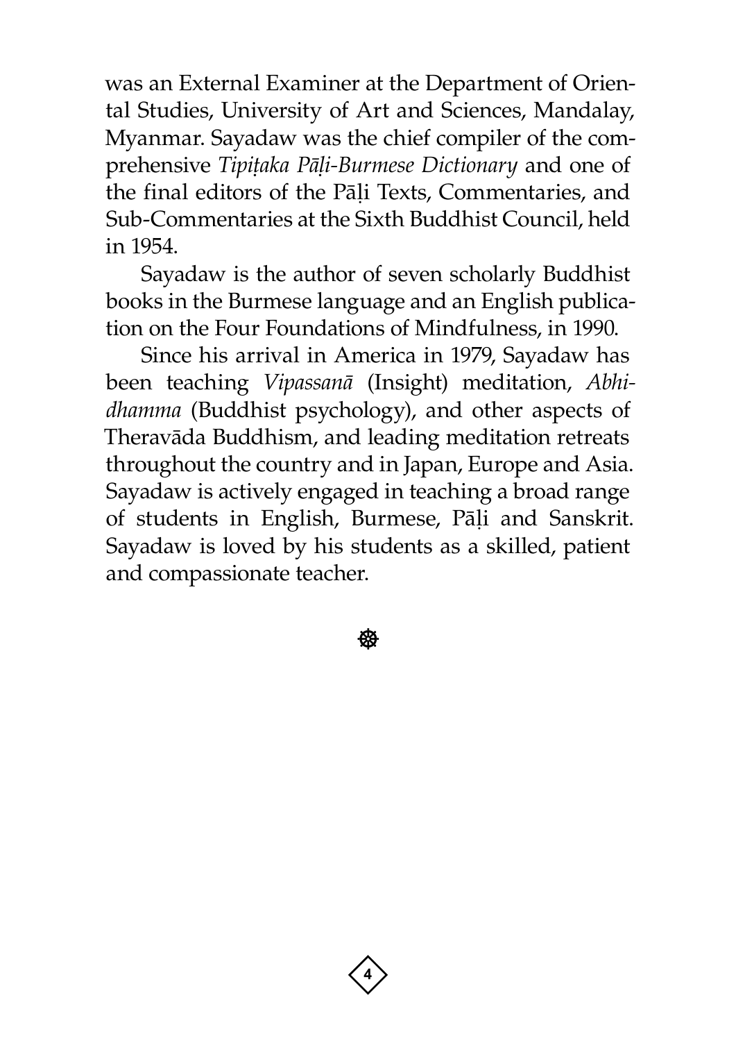was an External Examiner at the Department of Oriental Studies, University of Art and Sciences, Mandalay, Myanmar. Sayadaw was the chief compiler of the comprehensive *Tipiṭaka Pāḷi-Burmese Dictionary* and one of the final editors of the Pāḷi Texts, Commentaries, and Sub-Commentaries at the Sixth Buddhist Council, held in 1954.

Sayadaw is the author of seven scholarly Buddhist books in the Burmese language and an English publication on the Four Foundations of Mindfulness, in 1990.

Since his arrival in America in 1979, Sayadaw has been teaching *Vipassanā* (Insight) meditation, *Abhidhamma* (Buddhist psychology), and other aspects of Theravāda Buddhism, and leading meditation retreats throughout the country and in Japan, Europe and Asia. Sayadaw is actively engaged in teaching a broad range of students in English, Burmese, Pāḷi and Sanskrit. Sayadaw is loved by his students as a skilled, patient and compassionate teacher.

☸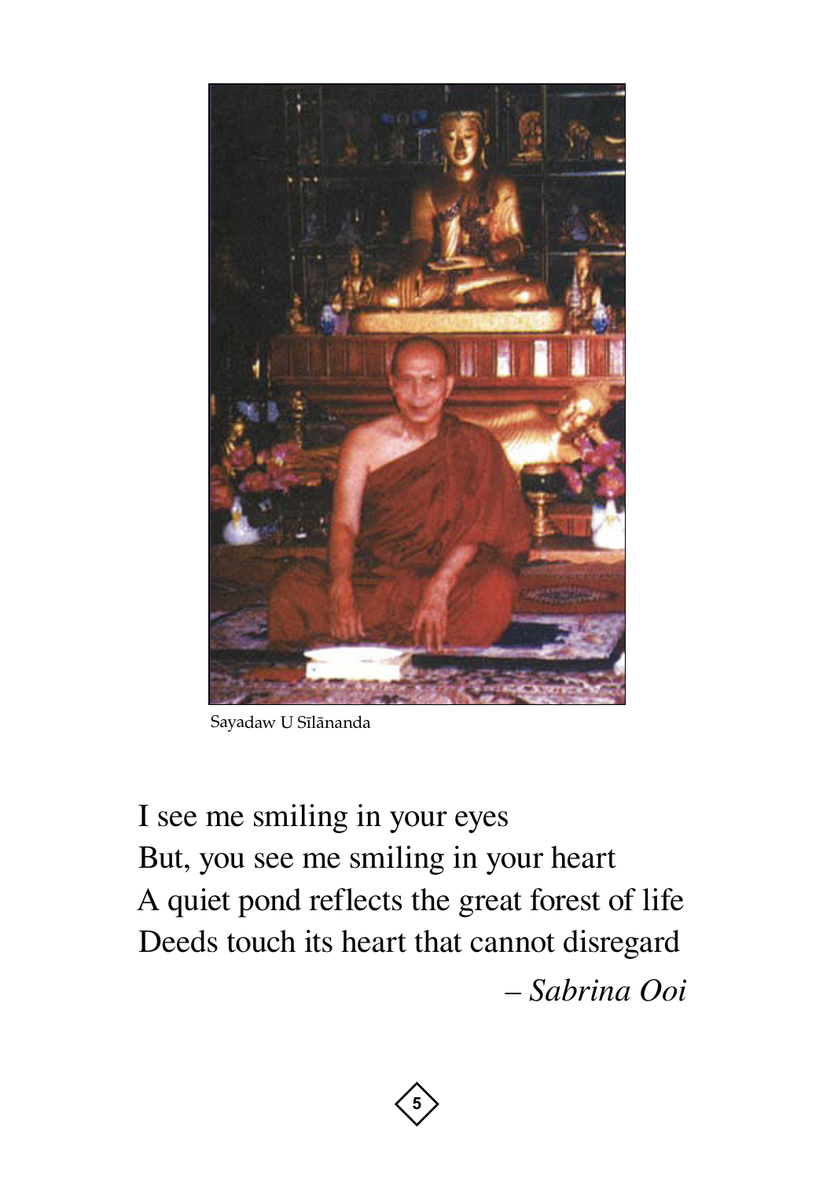Sayadaw U Sīlānanda

I see me smiling in your eyes  
But, you see me smiling in your heart  
A quiet pond reflects the great forest of life  
Deeds touch its heart that cannot disregard

– *Sabrina Ooi*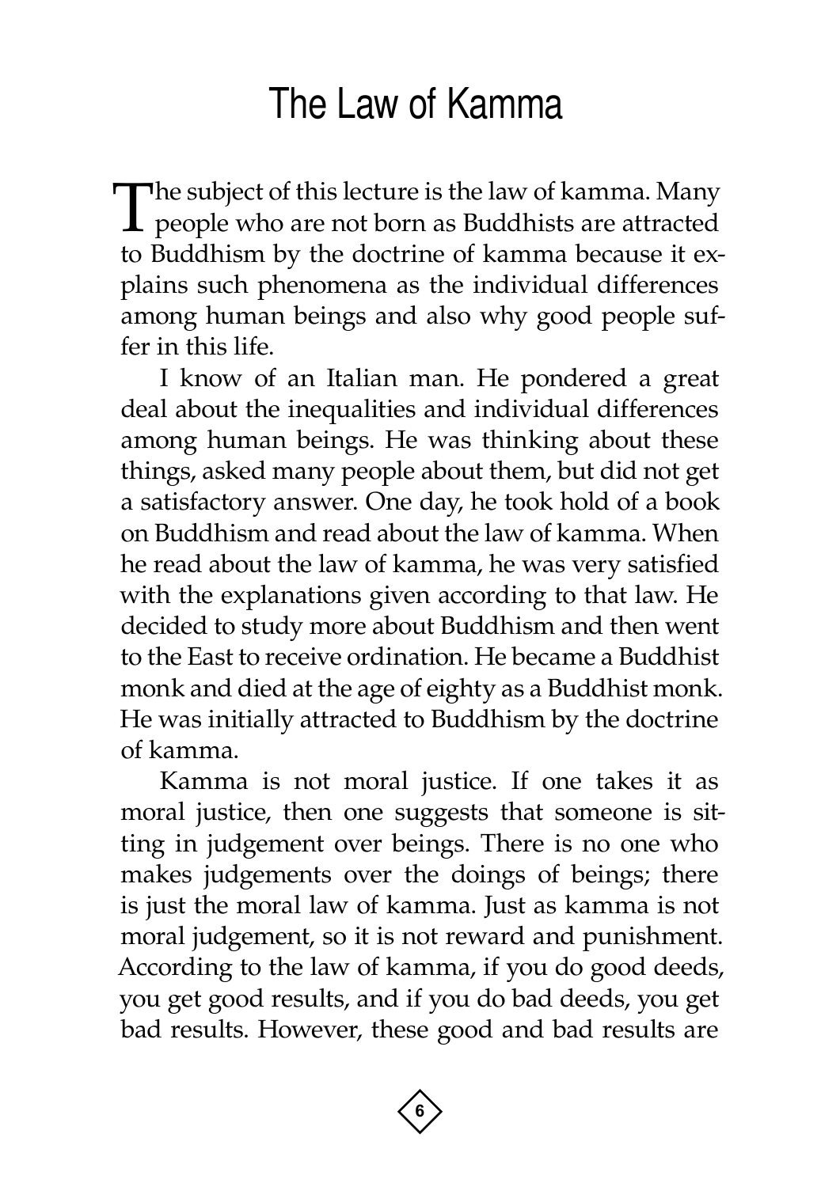# The Law of Kamma

The subject of this lecture is the law of kamma. Many people who are not born as Buddhists are attracted to Buddhism by the doctrine of kamma because it explains such phenomena as the individual differences among human beings and also why good people suffer in this life.

I know of an Italian man. He pondered a great deal about the inequalities and individual differences among human beings. He was thinking about these things, asked many people about them, but did not get a satisfactory answer. One day, he took hold of a book on Buddhism and read about the law of kamma. When he read about the law of kamma, he was very satisfied with the explanations given according to that law. He decided to study more about Buddhism and then went to the East to receive ordination. He became a Buddhist monk and died at the age of eighty as a Buddhist monk. He was initially attracted to Buddhism by the doctrine of kamma.

Kamma is not moral justice. If one takes it as moral justice, then one suggests that someone is sitting in judgement over beings. There is no one who makes judgements over the doings of beings; there is just the moral law of kamma. Just as kamma is not moral judgement, so it is not reward and punishment. According to the law of kamma, if you do good deeds, you get good results, and if you do bad deeds, you get bad results. However, these good and bad results are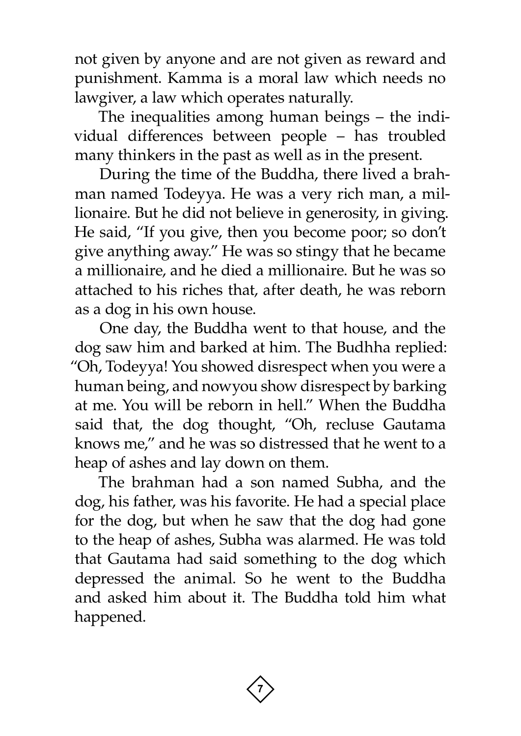not given by anyone and are not given as reward and punishment. Kamma is a moral law which needs no lawgiver, a law which operates naturally.

The inequalities among human beings – the individual differences between people – has troubled many thinkers in the past as well as in the present.

During the time of the Buddha, there lived a brahman named Todeyya. He was a very rich man, a millionaire. But he did not believe in generosity, in giving. He said, "If you give, then you become poor; so don't give anything away." He was so stingy that he became a millionaire, and he died a millionaire. But he was so attached to his riches that, after death, he was reborn as a dog in his own house.

One day, the Buddha went to that house, and the dog saw him and barked at him. The Budhha replied: "Oh, Todeyya! You showed disrespect when you were a human being, and nowyou show disrespect by barking at me. You will be reborn in hell." When the Buddha said that, the dog thought, "Oh, recluse Gautama knows me," and he was so distressed that he went to a heap of ashes and lay down on them.

The brahman had a son named Subha, and the dog, his father, was his favorite. He had a special place for the dog, but when he saw that the dog had gone to the heap of ashes, Subha was alarmed. He was told that Gautama had said something to the dog which depressed the animal. So he went to the Buddha and asked him about it. The Buddha told him what happened.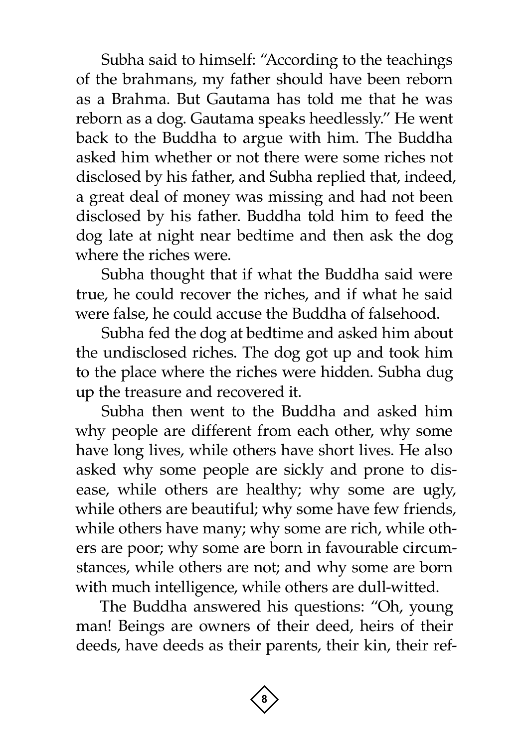Subha said to himself: "According to the teachings of the brahmans, my father should have been reborn as a Brahma. But Gautama has told me that he was reborn as a dog. Gautama speaks heedlessly." He went back to the Buddha to argue with him. The Buddha asked him whether or not there were some riches not disclosed by his father, and Subha replied that, indeed, a great deal of money was missing and had not been disclosed by his father. Buddha told him to feed the dog late at night near bedtime and then ask the dog where the riches were.

Subha thought that if what the Buddha said were true, he could recover the riches, and if what he said were false, he could accuse the Buddha of falsehood.

Subha fed the dog at bedtime and asked him about the undisclosed riches. The dog got up and took him to the place where the riches were hidden. Subha dug up the treasure and recovered it.

Subha then went to the Buddha and asked him why people are different from each other, why some have long lives, while others have short lives. He also asked why some people are sickly and prone to disease, while others are healthy; why some are ugly, while others are beautiful; why some have few friends, while others have many; why some are rich, while others are poor; why some are born in favourable circumstances, while others are not; and why some are born with much intelligence, while others are dull-witted.

The Buddha answered his questions: "Oh, young man! Beings are owners of their deed, heirs of their deeds, have deeds as their parents, their kin, their ref-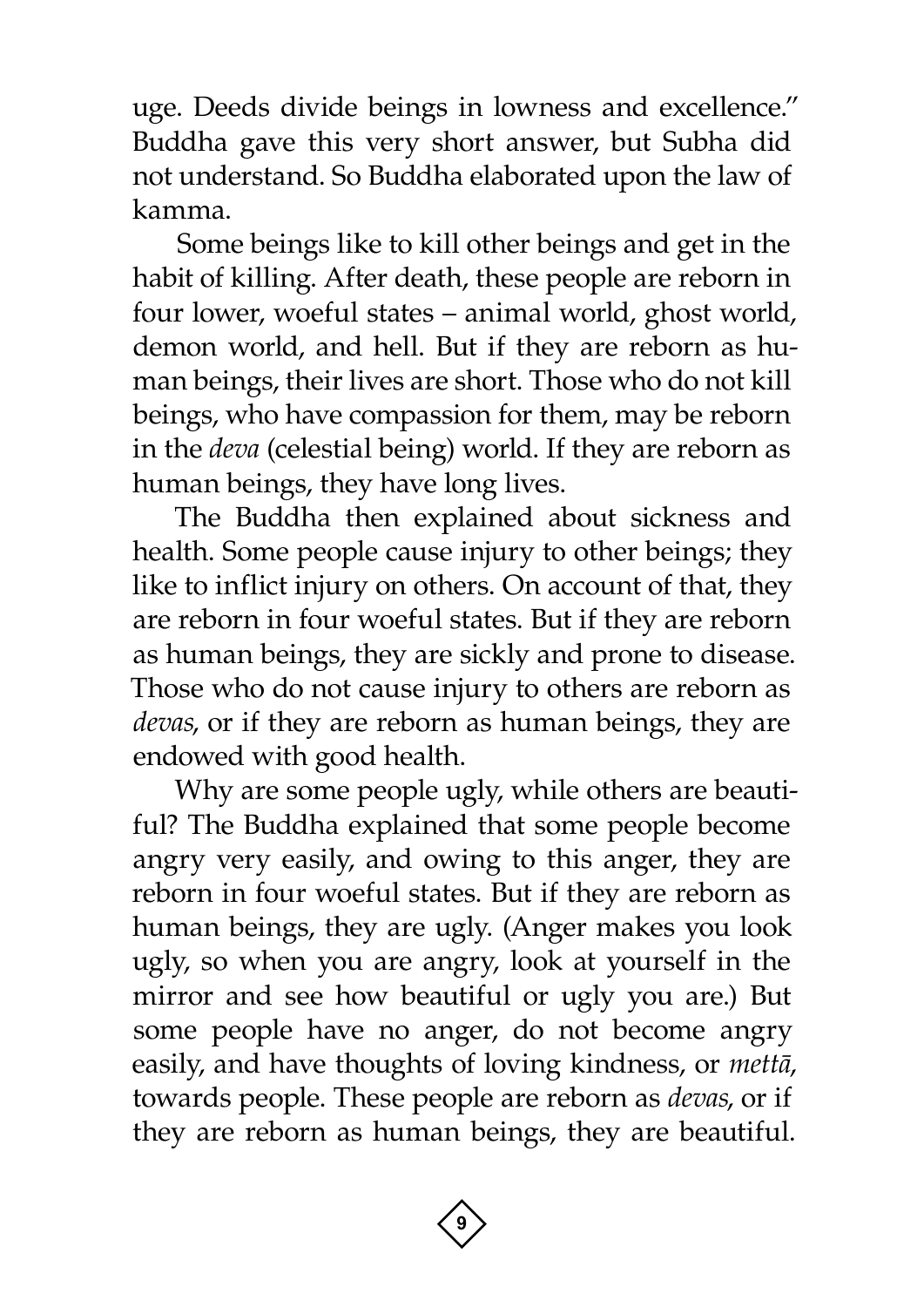uge. Deeds divide beings in lowness and excellence." Buddha gave this very short answer, but Subha did not understand. So Buddha elaborated upon the law of kamma.

Some beings like to kill other beings and get in the habit of killing. After death, these people are reborn in four lower, woeful states – animal world, ghost world, demon world, and hell. But if they are reborn as human beings, their lives are short. Those who do not kill beings, who have compassion for them, may be reborn in the *deva* (celestial being) world. If they are reborn as human beings, they have long lives.

The Buddha then explained about sickness and health. Some people cause injury to other beings; they like to inflict injury on others. On account of that, they are reborn in four woeful states. But if they are reborn as human beings, they are sickly and prone to disease. Those who do not cause injury to others are reborn as *devas*, or if they are reborn as human beings, they are endowed with good health.

Why are some people ugly, while others are beautiful? The Buddha explained that some people become angry very easily, and owing to this anger, they are reborn in four woeful states. But if they are reborn as human beings, they are ugly. (Anger makes you look ugly, so when you are angry, look at yourself in the mirror and see how beautiful or ugly you are.) But some people have no anger, do not become angry easily, and have thoughts of loving kindness, or *mettā*, towards people. These people are reborn as *devas*, or if they are reborn as human beings, they are beautiful.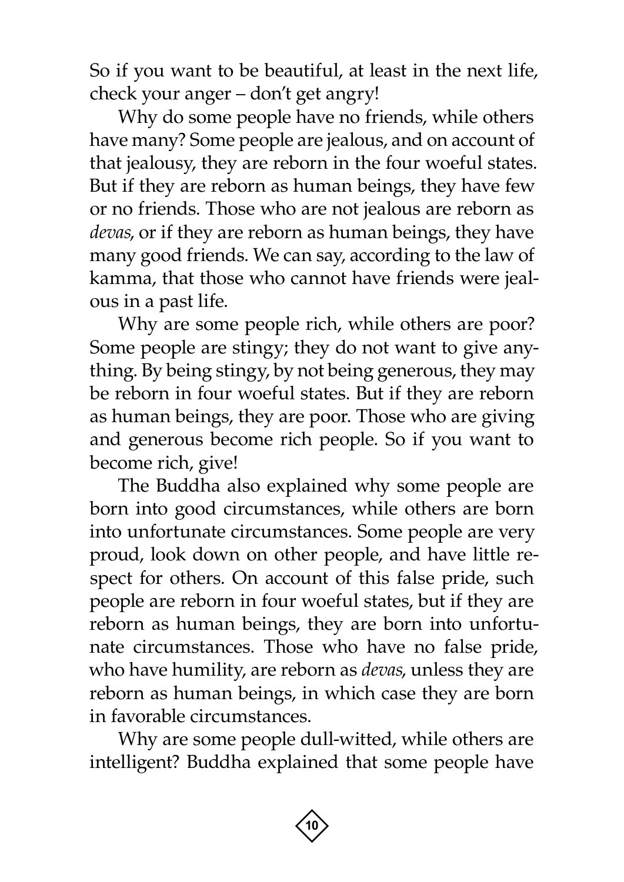So if you want to be beautiful, at least in the next life, check your anger – don't get angry!

Why do some people have no friends, while others have many? Some people are jealous, and on account of that jealousy, they are reborn in the four woeful states. But if they are reborn as human beings, they have few or no friends. Those who are not jealous are reborn as *devas*, or if they are reborn as human beings, they have many good friends. We can say, according to the law of kamma, that those who cannot have friends were jealous in a past life.

Why are some people rich, while others are poor? Some people are stingy; they do not want to give anything. By being stingy, by not being generous, they may be reborn in four woeful states. But if they are reborn as human beings, they are poor. Those who are giving and generous become rich people. So if you want to become rich, give!

The Buddha also explained why some people are born into good circumstances, while others are born into unfortunate circumstances. Some people are very proud, look down on other people, and have little respect for others. On account of this false pride, such people are reborn in four woeful states, but if they are reborn as human beings, they are born into unfortunate circumstances. Those who have no false pride, who have humility, are reborn as *devas*, unless they are reborn as human beings, in which case they are born in favorable circumstances.

Why are some people dull-witted, while others are intelligent? Buddha explained that some people have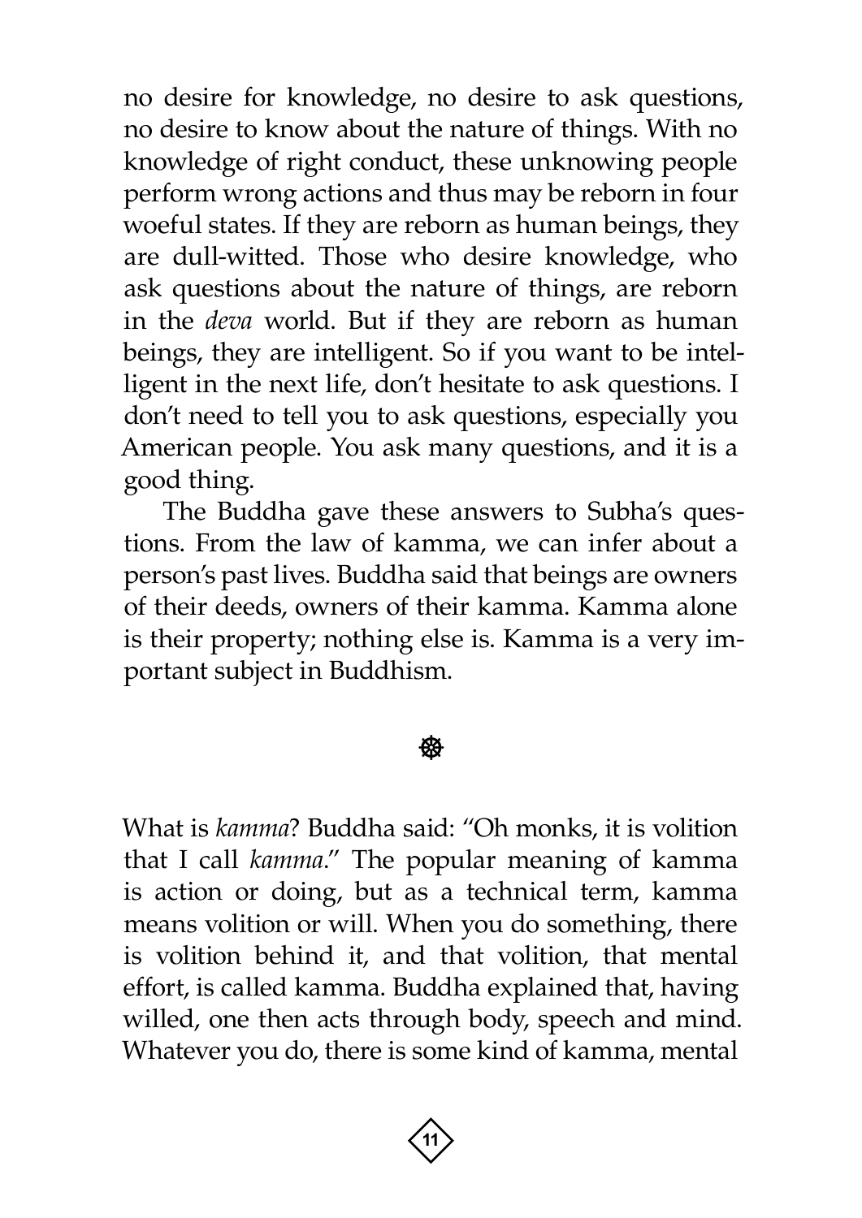no desire for knowledge, no desire to ask questions, no desire to know about the nature of things. With no knowledge of right conduct, these unknowing people perform wrong actions and thus may be reborn in four woeful states. If they are reborn as human beings, they are dull-witted. Those who desire knowledge, who ask questions about the nature of things, are reborn in the *deva* world. But if they are reborn as human beings, they are intelligent. So if you want to be intelligent in the next life, don't hesitate to ask questions. I don't need to tell you to ask questions, especially you American people. You ask many questions, and it is a good thing.

The Buddha gave these answers to Subha's questions. From the law of kamma, we can infer about a person's past lives. Buddha said that beings are owners of their deeds, owners of their kamma. Kamma alone is their property; nothing else is. Kamma is a very important subject in Buddhism.

☸

What is *kamma*? Buddha said: "Oh monks, it is volition that I call *kamma*." The popular meaning of kamma is action or doing, but as a technical term, kamma means volition or will. When you do something, there is volition behind it, and that volition, that mental effort, is called kamma. Buddha explained that, having willed, one then acts through body, speech and mind. Whatever you do, there is some kind of kamma, mental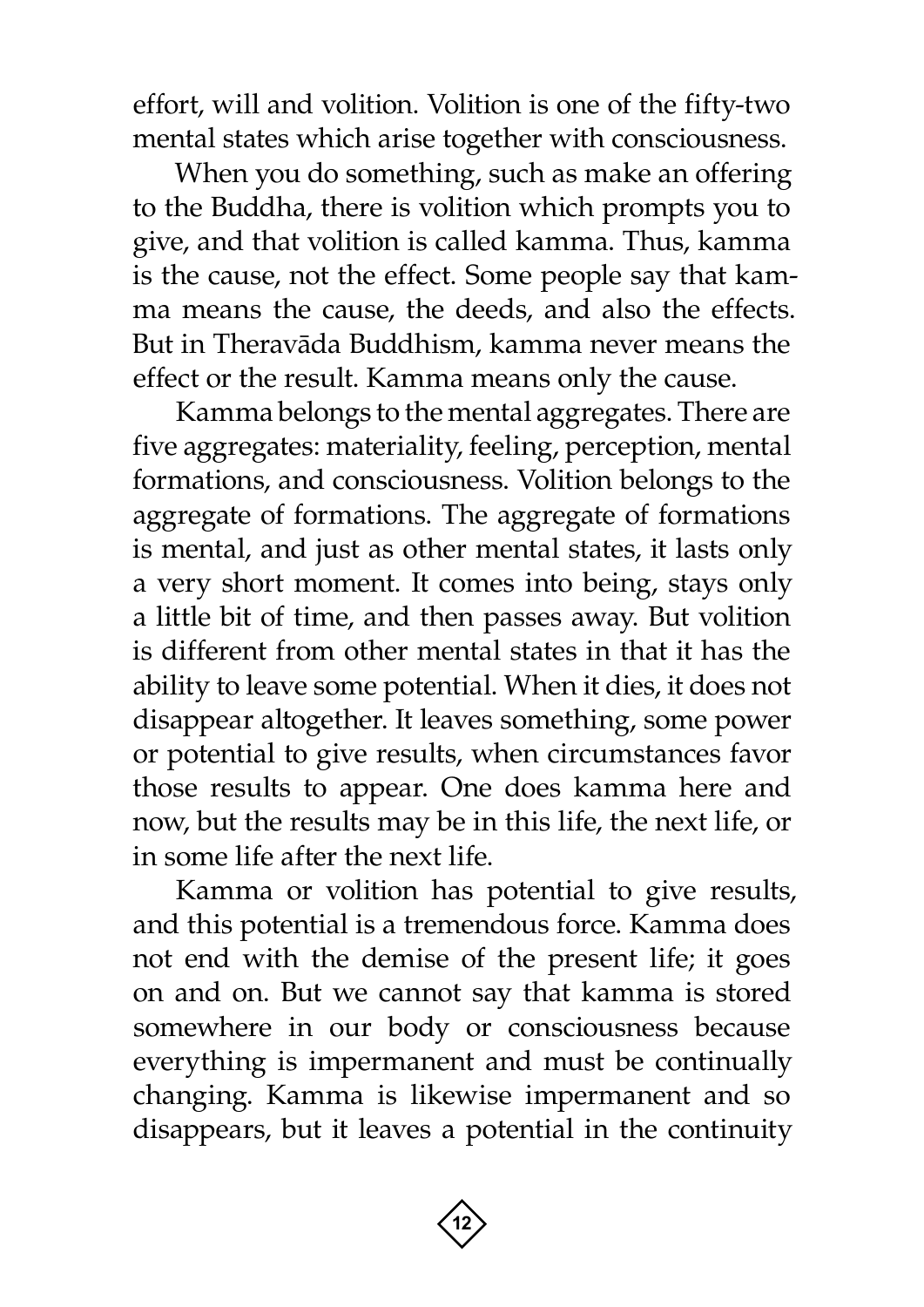effort, will and volition. Volition is one of the fifty-two mental states which arise together with consciousness.

When you do something, such as make an offering to the Buddha, there is volition which prompts you to give, and that volition is called kamma. Thus, kamma is the cause, not the effect. Some people say that kamma means the cause, the deeds, and also the effects. But in Theravāda Buddhism, kamma never means the effect or the result. Kamma means only the cause.

Kamma belongs to the mental aggregates. There are five aggregates: materiality, feeling, perception, mental formations, and consciousness. Volition belongs to the aggregate of formations. The aggregate of formations is mental, and just as other mental states, it lasts only a very short moment. It comes into being, stays only a little bit of time, and then passes away. But volition is different from other mental states in that it has the ability to leave some potential. When it dies, it does not disappear altogether. It leaves something, some power or potential to give results, when circumstances favor those results to appear. One does kamma here and now, but the results may be in this life, the next life, or in some life after the next life.

Kamma or volition has potential to give results, and this potential is a tremendous force. Kamma does not end with the demise of the present life; it goes on and on. But we cannot say that kamma is stored somewhere in our body or consciousness because everything is impermanent and must be continually changing. Kamma is likewise impermanent and so disappears, but it leaves a potential in the continuity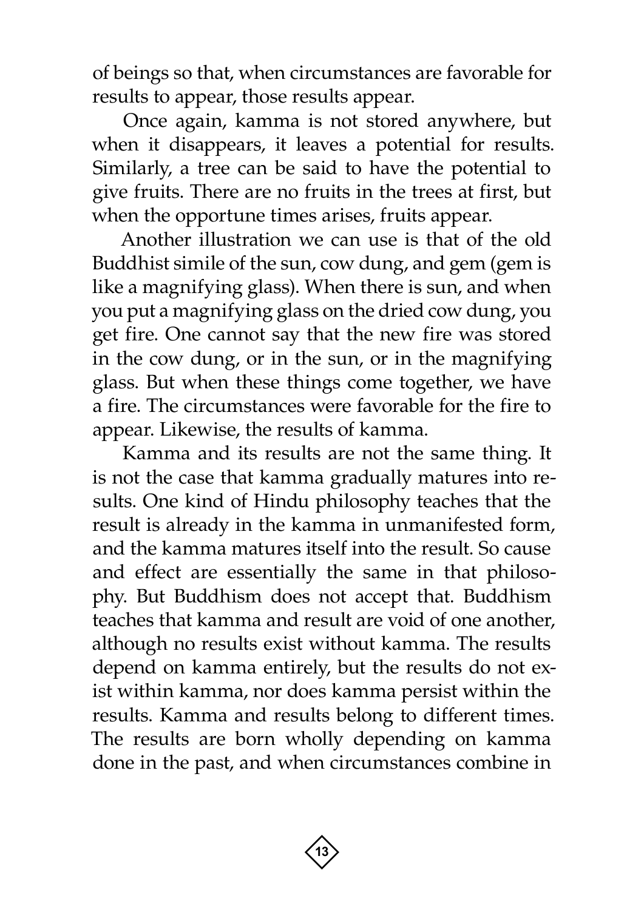of beings so that, when circumstances are favorable for results to appear, those results appear.

Once again, kamma is not stored anywhere, but when it disappears, it leaves a potential for results. Similarly, a tree can be said to have the potential to give fruits. There are no fruits in the trees at first, but when the opportune times arises, fruits appear.

Another illustration we can use is that of the old Buddhist simile of the sun, cow dung, and gem (gem is like a magnifying glass). When there is sun, and when you put a magnifying glass on the dried cow dung, you get fire. One cannot say that the new fire was stored in the cow dung, or in the sun, or in the magnifying glass. But when these things come together, we have a fire. The circumstances were favorable for the fire to appear. Likewise, the results of kamma.

Kamma and its results are not the same thing. It is not the case that kamma gradually matures into results. One kind of Hindu philosophy teaches that the result is already in the kamma in unmanifested form, and the kamma matures itself into the result. So cause and effect are essentially the same in that philosophy. But Buddhism does not accept that. Buddhism teaches that kamma and result are void of one another, although no results exist without kamma. The results depend on kamma entirely, but the results do not exist within kamma, nor does kamma persist within the results. Kamma and results belong to different times. The results are born wholly depending on kamma done in the past, and when circumstances combine in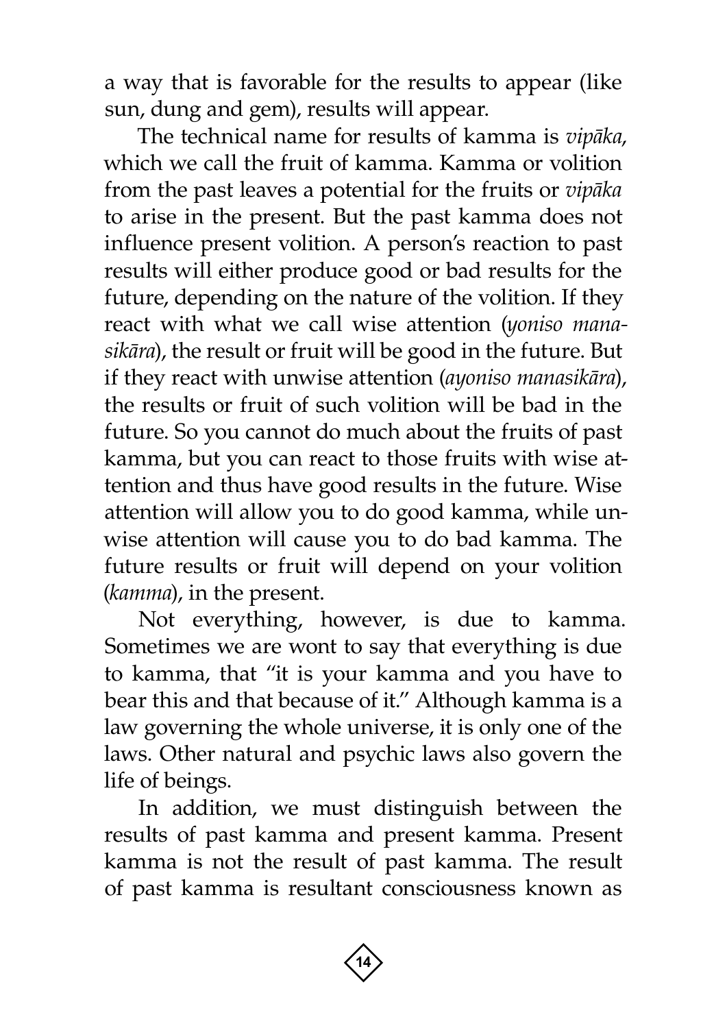a way that is favorable for the results to appear (like sun, dung and gem), results will appear.

The technical name for results of kamma is *vipāka*, which we call the fruit of kamma. Kamma or volition from the past leaves a potential for the fruits or *vipāka* to arise in the present. But the past kamma does not influence present volition. A person's reaction to past results will either produce good or bad results for the future, depending on the nature of the volition. If they react with what we call wise attention (*yoniso manasikāra*), the result or fruit will be good in the future. But if they react with unwise attention (*ayoniso manasikāra*), the results or fruit of such volition will be bad in the future. So you cannot do much about the fruits of past kamma, but you can react to those fruits with wise attention and thus have good results in the future. Wise attention will allow you to do good kamma, while unwise attention will cause you to do bad kamma. The future results or fruit will depend on your volition (*kamma*), in the present.

Not everything, however, is due to kamma. Sometimes we are wont to say that everything is due to kamma, that "it is your kamma and you have to bear this and that because of it." Although kamma is a law governing the whole universe, it is only one of the laws. Other natural and psychic laws also govern the life of beings.

In addition, we must distinguish between the results of past kamma and present kamma. Present kamma is not the result of past kamma. The result of past kamma is resultant consciousness known as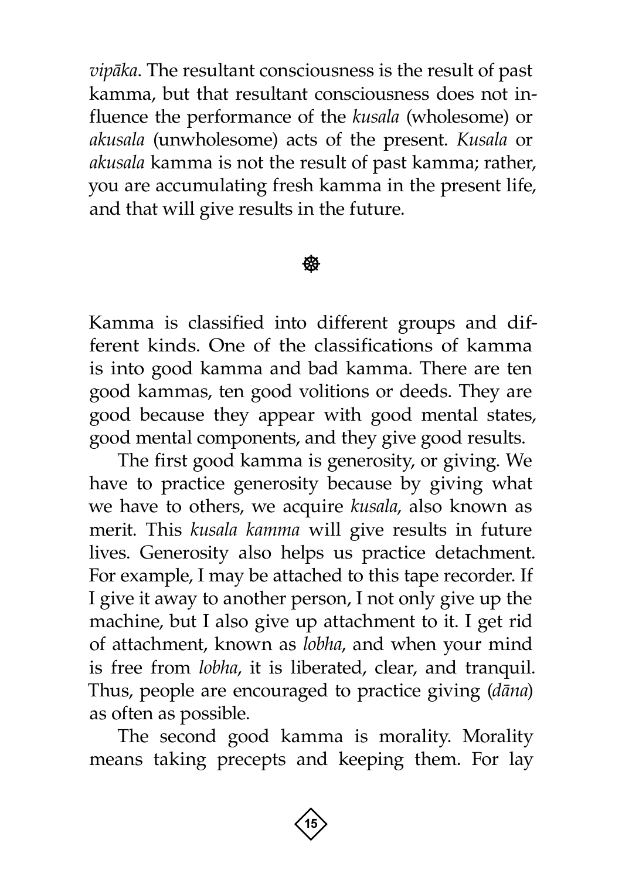*vipāka*. The resultant consciousness is the result of past kamma, but that resultant consciousness does not influence the performance of the *kusala* (wholesome) or *akusala* (unwholesome) acts of the present. *Kusala* or *akusala* kamma is not the result of past kamma; rather, you are accumulating fresh kamma in the present life, and that will give results in the future.

☸

Kamma is classified into different groups and different kinds. One of the classifications of kamma is into good kamma and bad kamma. There are ten good kammas, ten good volitions or deeds. They are good because they appear with good mental states, good mental components, and they give good results.

The first good kamma is generosity, or giving. We have to practice generosity because by giving what we have to others, we acquire *kusala*, also known as merit. This *kusala kamma* will give results in future lives. Generosity also helps us practice detachment. For example, I may be attached to this tape recorder. If I give it away to another person, I not only give up the machine, but I also give up attachment to it. I get rid of attachment, known as *lobha*, and when your mind is free from *lobha*, it is liberated, clear, and tranquil. Thus, people are encouraged to practice giving (*dāna*) as often as possible.

The second good kamma is morality. Morality means taking precepts and keeping them. For lay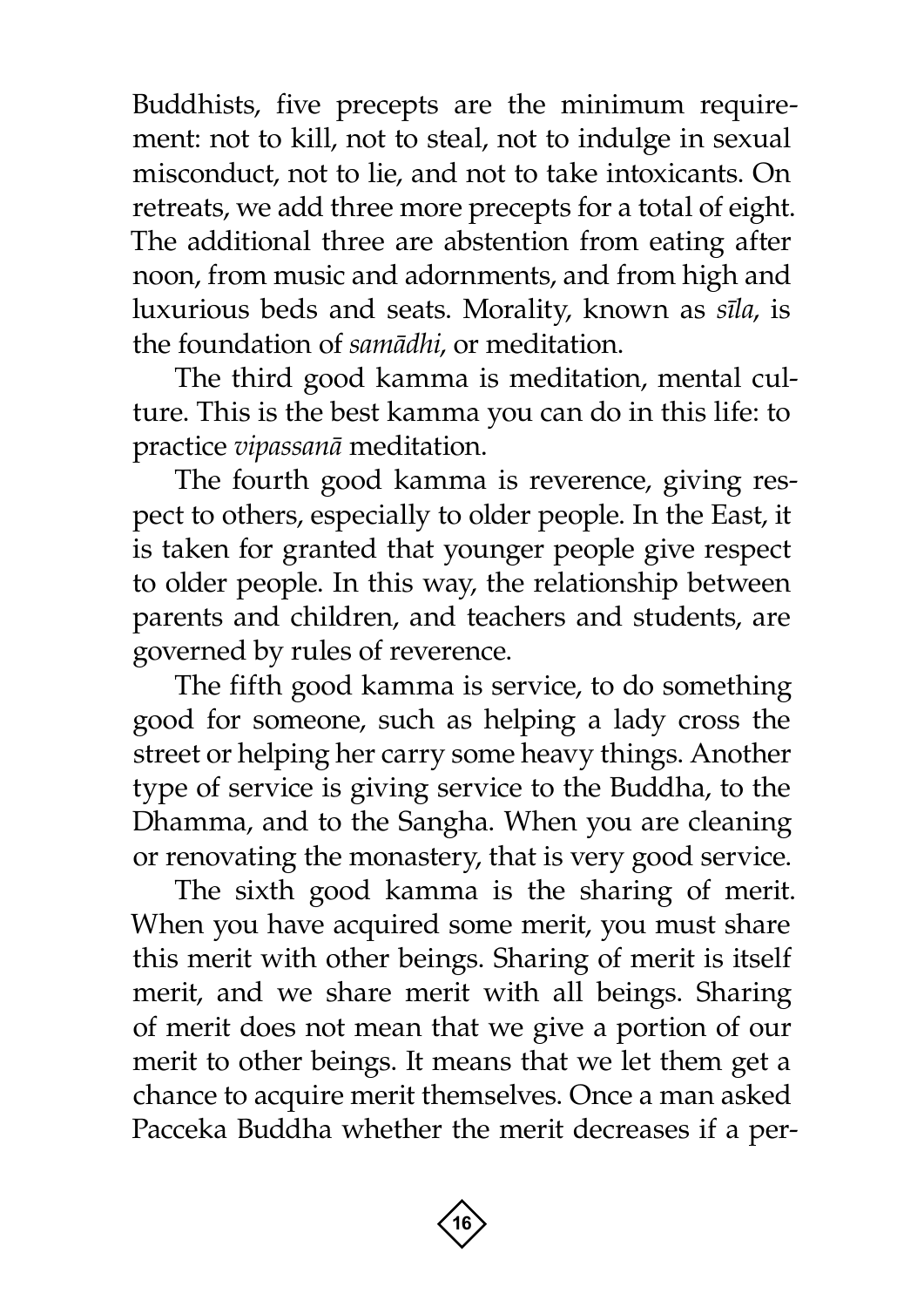Buddhists, five precepts are the minimum requirement: not to kill, not to steal, not to indulge in sexual misconduct, not to lie, and not to take intoxicants. On retreats, we add three more precepts for a total of eight. The additional three are abstention from eating after noon, from music and adornments, and from high and luxurious beds and seats. Morality, known as *sīla*, is the foundation of *samādhi*, or meditation.

The third good kamma is meditation, mental culture. This is the best kamma you can do in this life: to practice *vipassanā* meditation.

The fourth good kamma is reverence, giving respect to others, especially to older people. In the East, it is taken for granted that younger people give respect to older people. In this way, the relationship between parents and children, and teachers and students, are governed by rules of reverence.

The fifth good kamma is service, to do something good for someone, such as helping a lady cross the street or helping her carry some heavy things. Another type of service is giving service to the Buddha, to the Dhamma, and to the Sangha. When you are cleaning or renovating the monastery, that is very good service.

The sixth good kamma is the sharing of merit. When you have acquired some merit, you must share this merit with other beings. Sharing of merit is itself merit, and we share merit with all beings. Sharing of merit does not mean that we give a portion of our merit to other beings. It means that we let them get a chance to acquire merit themselves. Once a man asked Pacceka Buddha whether the merit decreases if a per-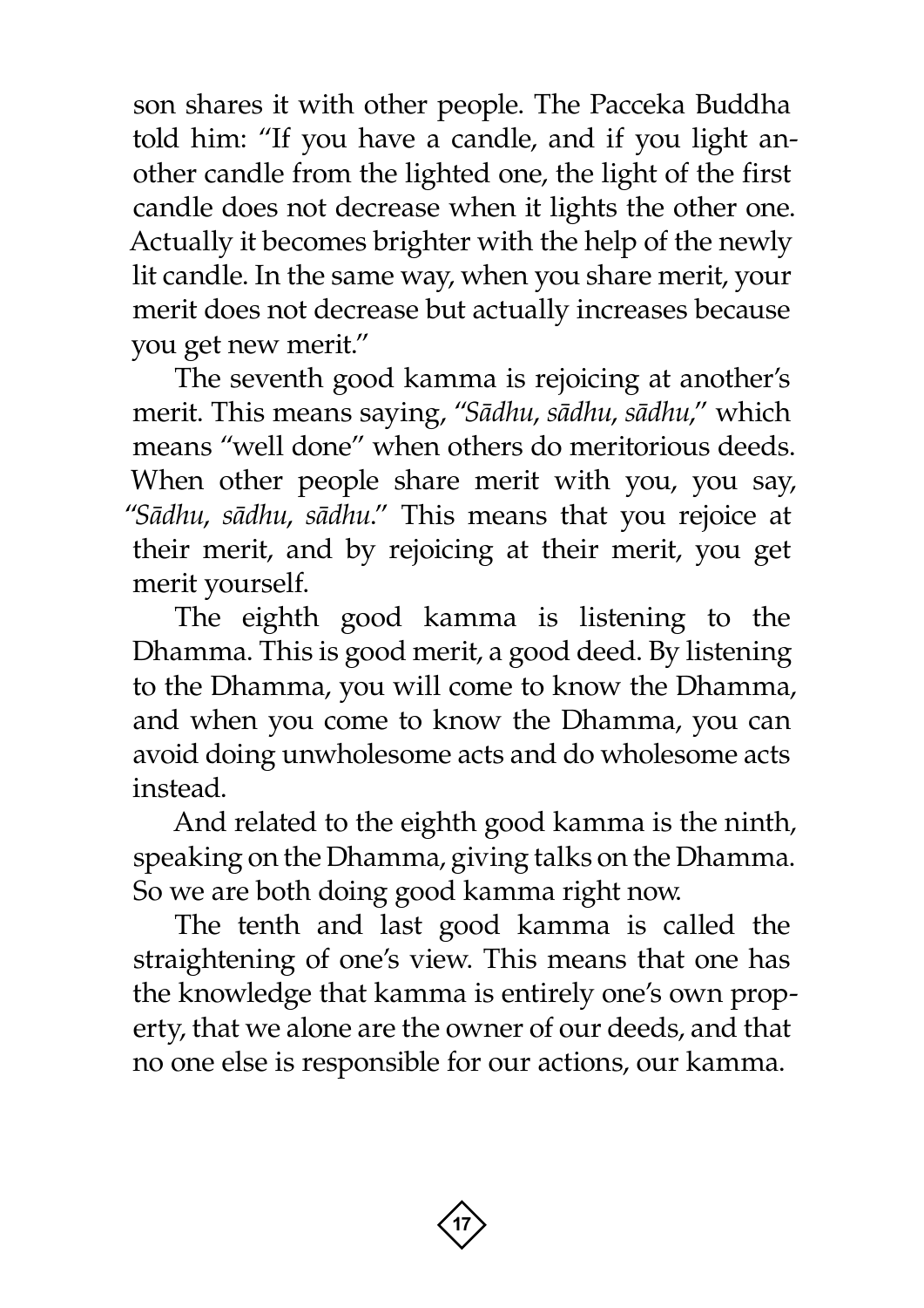son shares it with other people. The Pacceka Buddha told him: "If you have a candle, and if you light another candle from the lighted one, the light of the first candle does not decrease when it lights the other one. Actually it becomes brighter with the help of the newly lit candle. In the same way, when you share merit, your merit does not decrease but actually increases because you get new merit."

The seventh good kamma is rejoicing at another's merit. This means saying, "*Sādhu*, *sādhu*, *sādhu*," which means "well done" when others do meritorious deeds. When other people share merit with you, you say, "*Sādhu*, *sādhu*, *sādhu*." This means that you rejoice at their merit, and by rejoicing at their merit, you get merit yourself.

The eighth good kamma is listening to the Dhamma. This is good merit, a good deed. By listening to the Dhamma, you will come to know the Dhamma, and when you come to know the Dhamma, you can avoid doing unwholesome acts and do wholesome acts instead.

And related to the eighth good kamma is the ninth, speaking on the Dhamma, giving talks on the Dhamma. So we are both doing good kamma right now.

The tenth and last good kamma is called the straightening of one's view. This means that one has the knowledge that kamma is entirely one's own property, that we alone are the owner of our deeds, and that no one else is responsible for our actions, our kamma.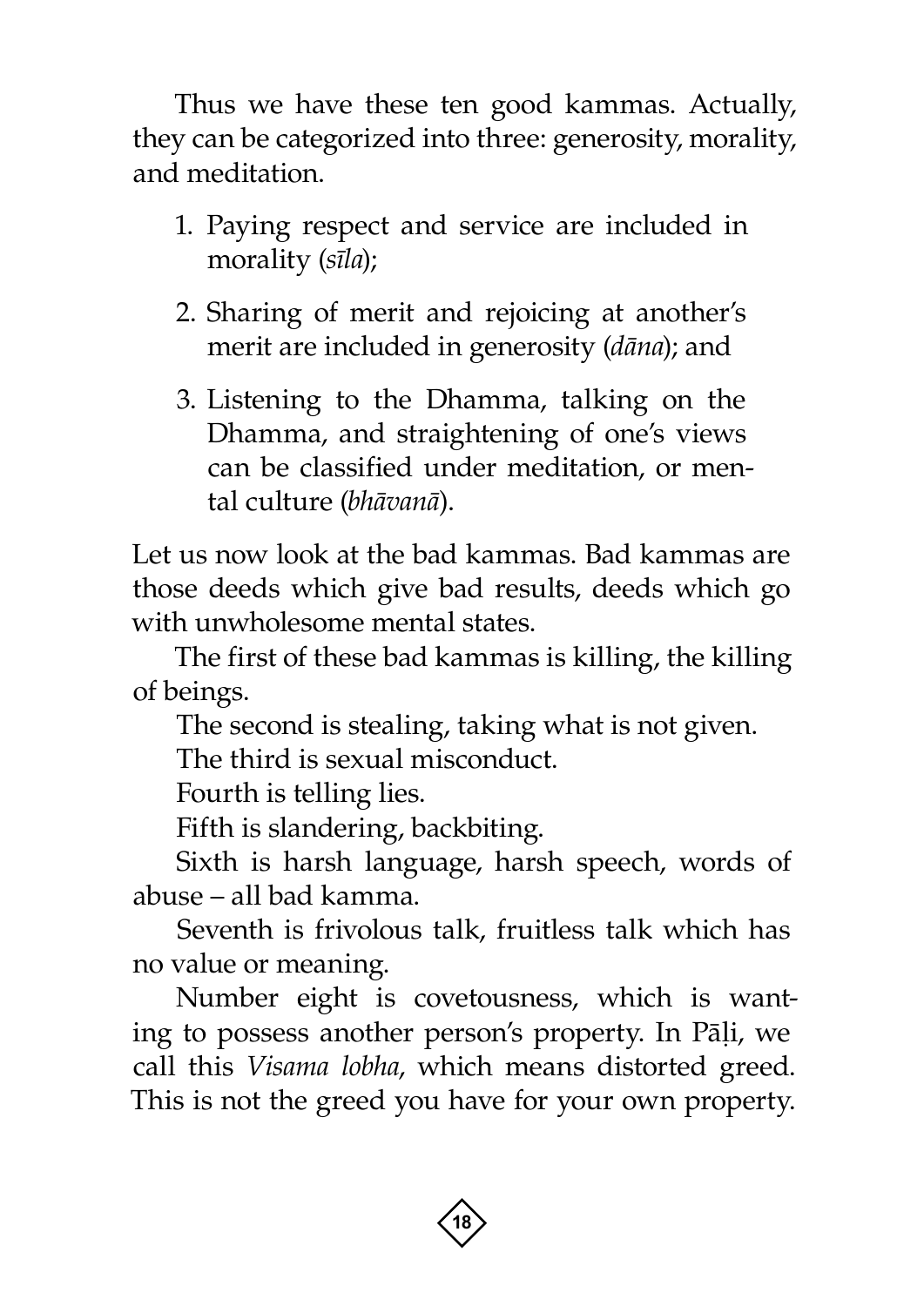Thus we have these ten good kammas. Actually, they can be categorized into three: generosity, morality, and meditation.

1. Paying respect and service are included in morality (*sīla*);
2. Sharing of merit and rejoicing at another's merit are included in generosity (*dāna*); and
3. Listening to the Dhamma, talking on the Dhamma, and straightening of one's views can be classified under meditation, or mental culture (*bhāvanā*).

Let us now look at the bad kammas. Bad kammas are those deeds which give bad results, deeds which go with unwholesome mental states.

The first of these bad kammas is killing, the killing of beings.

The second is stealing, taking what is not given.

The third is sexual misconduct.

Fourth is telling lies.

Fifth is slandering, backbiting.

Sixth is harsh language, harsh speech, words of abuse – all bad kamma.

Seventh is frivolous talk, fruitless talk which has no value or meaning.

Number eight is covetousness, which is wanting to possess another person's property. In Pāḷi, we call this *Visama lobha*, which means distorted greed. This is not the greed you have for your own property.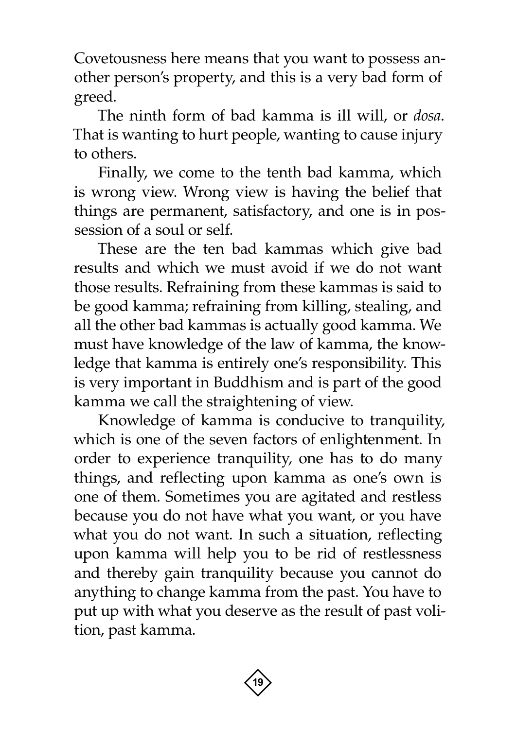Covetousness here means that you want to possess another person's property, and this is a very bad form of greed.

The ninth form of bad kamma is ill will, or *dosa*. That is wanting to hurt people, wanting to cause injury to others.

Finally, we come to the tenth bad kamma, which is wrong view. Wrong view is having the belief that things are permanent, satisfactory, and one is in possession of a soul or self.

These are the ten bad kammas which give bad results and which we must avoid if we do not want those results. Refraining from these kammas is said to be good kamma; refraining from killing, stealing, and all the other bad kammas is actually good kamma. We must have knowledge of the law of kamma, the knowledge that kamma is entirely one's responsibility. This is very important in Buddhism and is part of the good kamma we call the straightening of view.

Knowledge of kamma is conducive to tranquility, which is one of the seven factors of enlightenment. In order to experience tranquility, one has to do many things, and reflecting upon kamma as one's own is one of them. Sometimes you are agitated and restless because you do not have what you want, or you have what you do not want. In such a situation, reflecting upon kamma will help you to be rid of restlessness and thereby gain tranquility because you cannot do anything to change kamma from the past. You have to put up with what you deserve as the result of past volition, past kamma.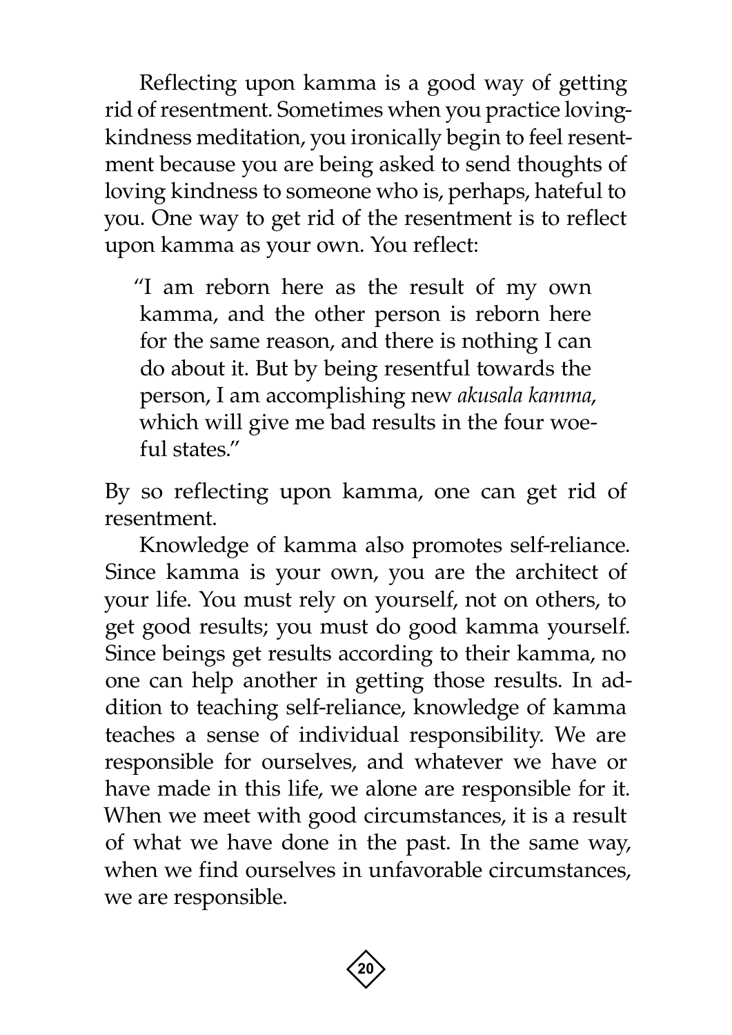Reflecting upon kamma is a good way of getting rid of resentment. Sometimes when you practice loving-kindness meditation, you ironically begin to feel resentment because you are being asked to send thoughts of loving kindness to someone who is, perhaps, hateful to you. One way to get rid of the resentment is to reflect upon kamma as your own. You reflect:

> "I am reborn here as the result of my own kamma, and the other person is reborn here for the same reason, and there is nothing I can do about it. But by being resentful towards the person, I am accomplishing new *akusala kamma*, which will give me bad results in the four woeful states."

By so reflecting upon kamma, one can get rid of resentment.

Knowledge of kamma also promotes self-reliance. Since kamma is your own, you are the architect of your life. You must rely on yourself, not on others, to get good results; you must do good kamma yourself. Since beings get results according to their kamma, no one can help another in getting those results. In addition to teaching self-reliance, knowledge of kamma teaches a sense of individual responsibility. We are responsible for ourselves, and whatever we have or have made in this life, we alone are responsible for it. When we meet with good circumstances, it is a result of what we have done in the past. In the same way, when we find ourselves in unfavorable circumstances, we are responsible.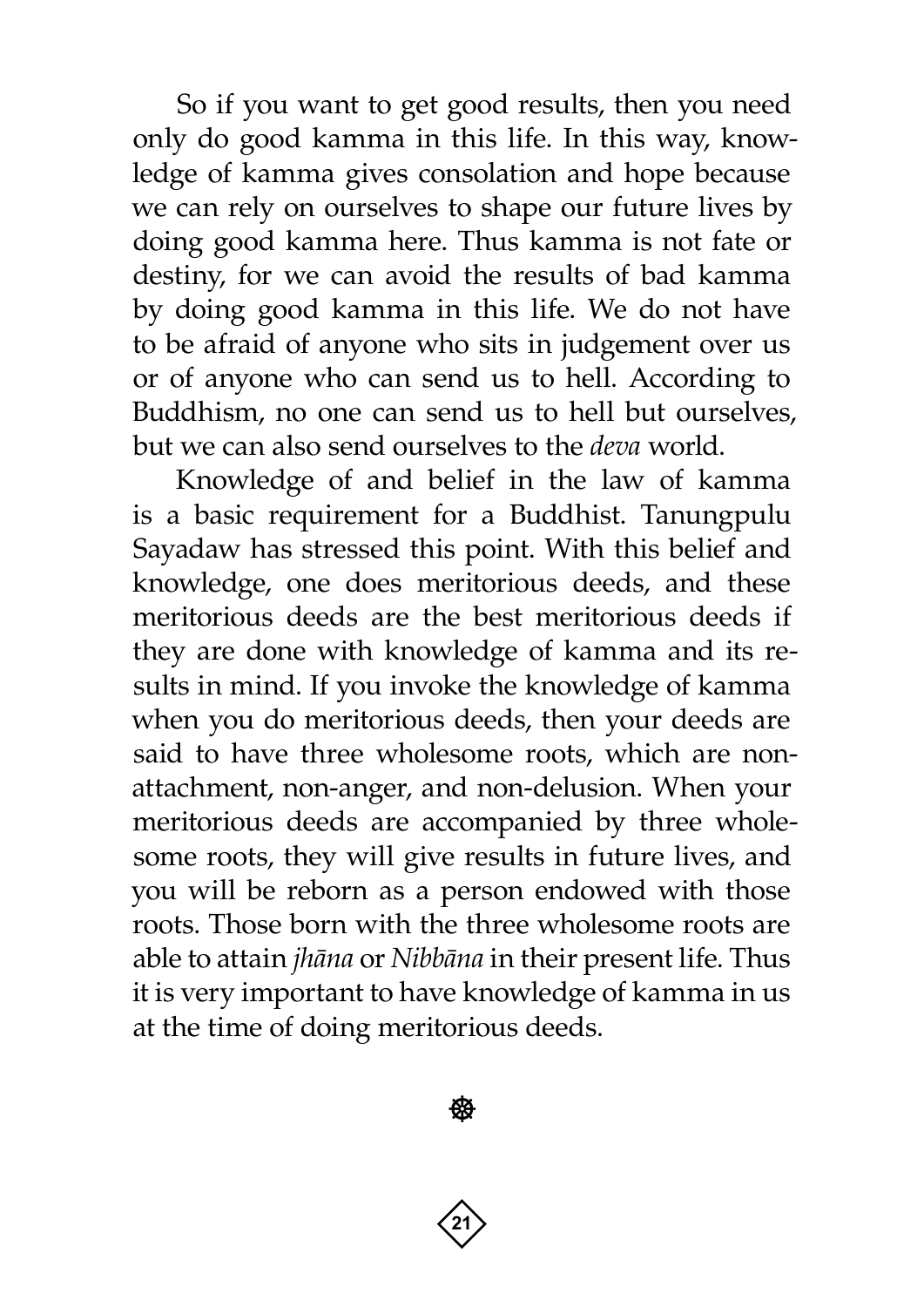So if you want to get good results, then you need only do good kamma in this life. In this way, knowledge of kamma gives consolation and hope because we can rely on ourselves to shape our future lives by doing good kamma here. Thus kamma is not fate or destiny, for we can avoid the results of bad kamma by doing good kamma in this life. We do not have to be afraid of anyone who sits in judgement over us or of anyone who can send us to hell. According to Buddhism, no one can send us to hell but ourselves, but we can also send ourselves to the *deva* world.

Knowledge of and belief in the law of kamma is a basic requirement for a Buddhist. Tanungpulu Sayadaw has stressed this point. With this belief and knowledge, one does meritorious deeds, and these meritorious deeds are the best meritorious deeds if they are done with knowledge of kamma and its results in mind. If you invoke the knowledge of kamma when you do meritorious deeds, then your deeds are said to have three wholesome roots, which are non-attachment, non-anger, and non-delusion. When your meritorious deeds are accompanied by three wholesome roots, they will give results in future lives, and you will be reborn as a person endowed with those roots. Those born with the three wholesome roots are able to attain *jhāna* or *Nibbāna* in their present life. Thus it is very important to have knowledge of kamma in us at the time of doing meritorious deeds.

☸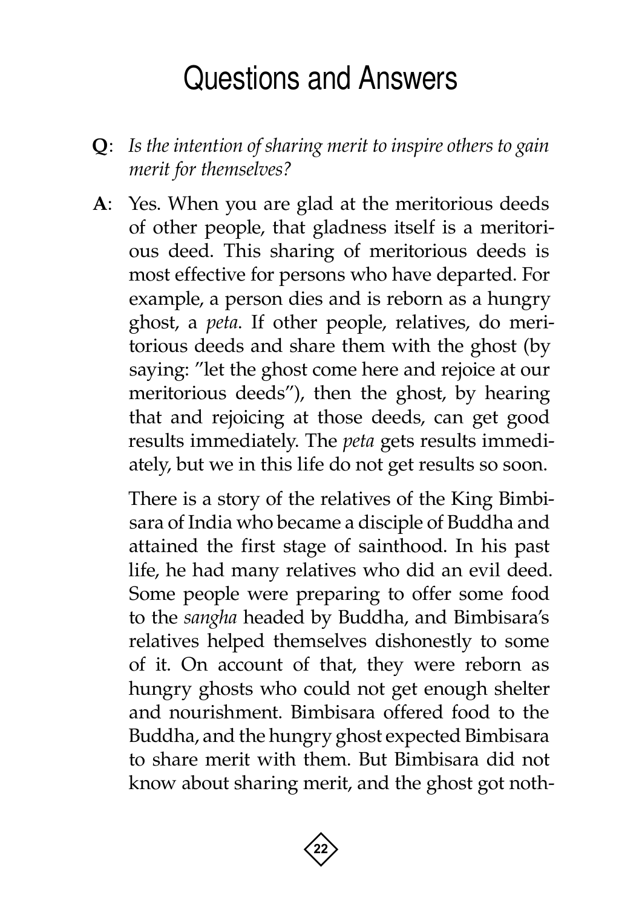# Questions and Answers

**Q**: *Is the intention of sharing merit to inspire others to gain merit for themselves?*

**A**: Yes. When you are glad at the meritorious deeds of other people, that gladness itself is a meritorious deed. This sharing of meritorious deeds is most effective for persons who have departed. For example, a person dies and is reborn as a hungry ghost, a *peta*. If other people, relatives, do meritorious deeds and share them with the ghost (by saying: "let the ghost come here and rejoice at our meritorious deeds"), then the ghost, by hearing that and rejoicing at those deeds, can get good results immediately. The *peta* gets results immediately, but we in this life do not get results so soon.

There is a story of the relatives of the King Bimbisara of India who became a disciple of Buddha and attained the first stage of sainthood. In his past life, he had many relatives who did an evil deed. Some people were preparing to offer some food to the *sangha* headed by Buddha, and Bimbisara's relatives helped themselves dishonestly to some of it. On account of that, they were reborn as hungry ghosts who could not get enough shelter and nourishment. Bimbisara offered food to the Buddha, and the hungry ghost expected Bimbisara to share merit with them. But Bimbisara did not know about sharing merit, and the ghost got noth-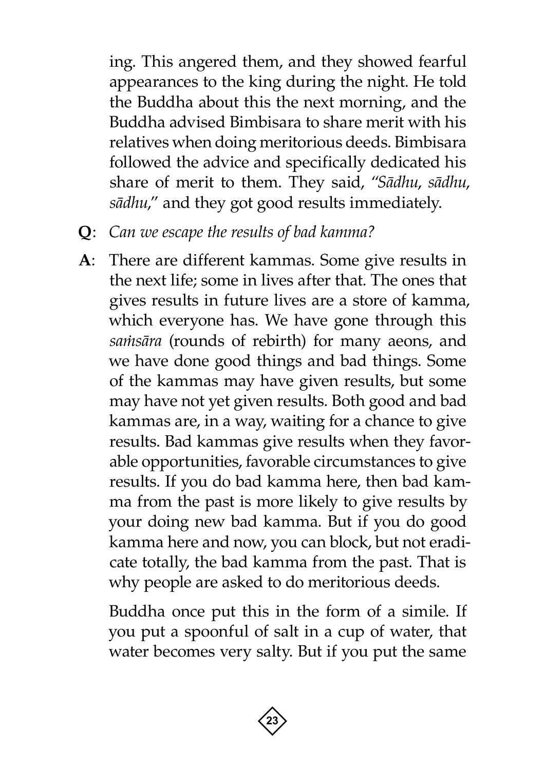ing. This angered them, and they showed fearful appearances to the king during the night. He told the Buddha about this the next morning, and the Buddha advised Bimbisara to share merit with his relatives when doing meritorious deeds. Bimbisara followed the advice and specifically dedicated his share of merit to them. They said, "*Sādhu*, *sādhu*, *sādhu*," and they got good results immediately.

**Q**: *Can we escape the results of bad kamma?*

**A**: There are different kammas. Some give results in the next life; some in lives after that. The ones that gives results in future lives are a store of kamma, which everyone has. We have gone through this *saṁsāra* (rounds of rebirth) for many aeons, and we have done good things and bad things. Some of the kammas may have given results, but some may have not yet given results. Both good and bad kammas are, in a way, waiting for a chance to give results. Bad kammas give results when they favorable opportunities, favorable circumstances to give results. If you do bad kamma here, then bad kamma from the past is more likely to give results by your doing new bad kamma. But if you do good kamma here and now, you can block, but not eradicate totally, the bad kamma from the past. That is why people are asked to do meritorious deeds.

Buddha once put this in the form of a simile. If you put a spoonful of salt in a cup of water, that water becomes very salty. But if you put the same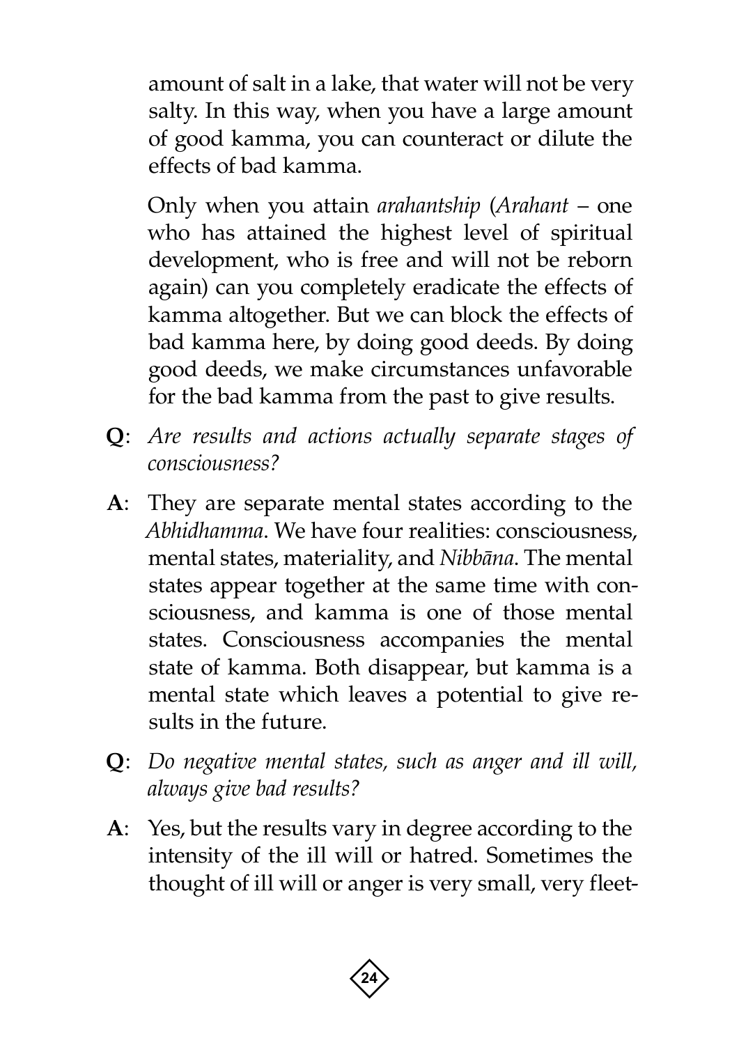amount of salt in a lake, that water will not be very salty. In this way, when you have a large amount of good kamma, you can counteract or dilute the effects of bad kamma.

Only when you attain *arahantship* (*Arahant* – one who has attained the highest level of spiritual development, who is free and will not be reborn again) can you completely eradicate the effects of kamma altogether. But we can block the effects of bad kamma here, by doing good deeds. By doing good deeds, we make circumstances unfavorable for the bad kamma from the past to give results.

**Q**: *Are results and actions actually separate stages of consciousness?*

**A**: They are separate mental states according to the *Abhidhamma*. We have four realities: consciousness, mental states, materiality, and *Nibbāna*. The mental states appear together at the same time with consciousness, and kamma is one of those mental states. Consciousness accompanies the mental state of kamma. Both disappear, but kamma is a mental state which leaves a potential to give results in the future.

**Q**: *Do negative mental states, such as anger and ill will, always give bad results?*

**A**: Yes, but the results vary in degree according to the intensity of the ill will or hatred. Sometimes the thought of ill will or anger is very small, very fleet-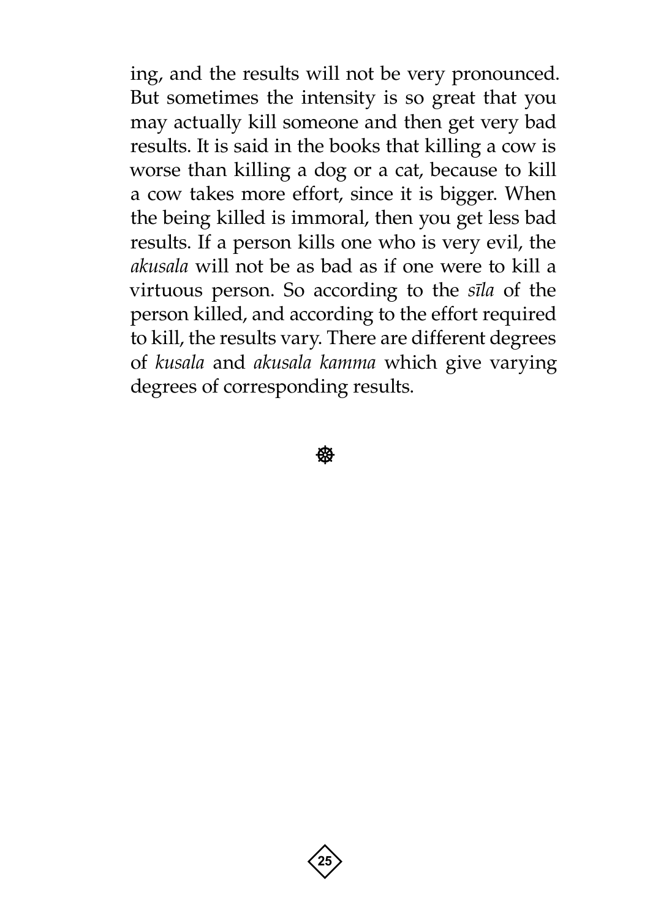ing, and the results will not be very pronounced. But sometimes the intensity is so great that you may actually kill someone and then get very bad results. It is said in the books that killing a cow is worse than killing a dog or a cat, because to kill a cow takes more effort, since it is bigger. When the being killed is immoral, then you get less bad results. If a person kills one who is very evil, the *akusala* will not be as bad as if one were to kill a virtuous person. So according to the *sīla* of the person killed, and according to the effort required to kill, the results vary. There are different degrees of *kusala* and *akusala kamma* which give varying degrees of corresponding results.

☸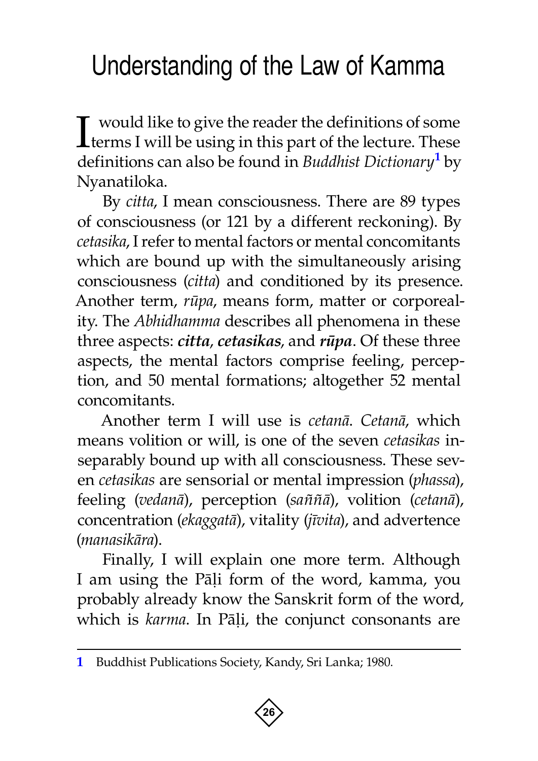# Understanding of the Law of Kamma

I would like to give the reader the definitions of some terms I will be using in this part of the lecture. These definitions can also be found in *Buddhist Dictionary*[1] by Nyanatiloka.

By *citta*, I mean consciousness. There are 89 types of consciousness (or 121 by a different reckoning). By *cetasika*, I refer to mental factors or mental concomitants which are bound up with the simultaneously arising consciousness (*citta*) and conditioned by its presence. Another term, *rūpa*, means form, matter or corporeality. The *Abhidhamma* describes all phenomena in these three aspects: ***citta***, ***cetasikas***, and ***rūpa***. Of these three aspects, the mental factors comprise feeling, perception, and 50 mental formations; altogether 52 mental concomitants.

Another term I will use is *cetanā*. *Cetanā*, which means volition or will, is one of the seven *cetasikas* inseparably bound up with all consciousness. These seven *cetasikas* are sensorial or mental impression (*phassa*), feeling (*vedanā*), perception (*saññā*), volition (*cetanā*), concentration (*ekaggatā*), vitality (*jīvita*), and advertence (*manasikāra*).

Finally, I will explain one more term. Although I am using the Pāḷi form of the word, kamma, you probably already know the Sanskrit form of the word, which is *karma*. In Pāḷi, the conjunct consonants are

---

[1] Buddhist Publications Society, Kandy, Sri Lanka; 1980.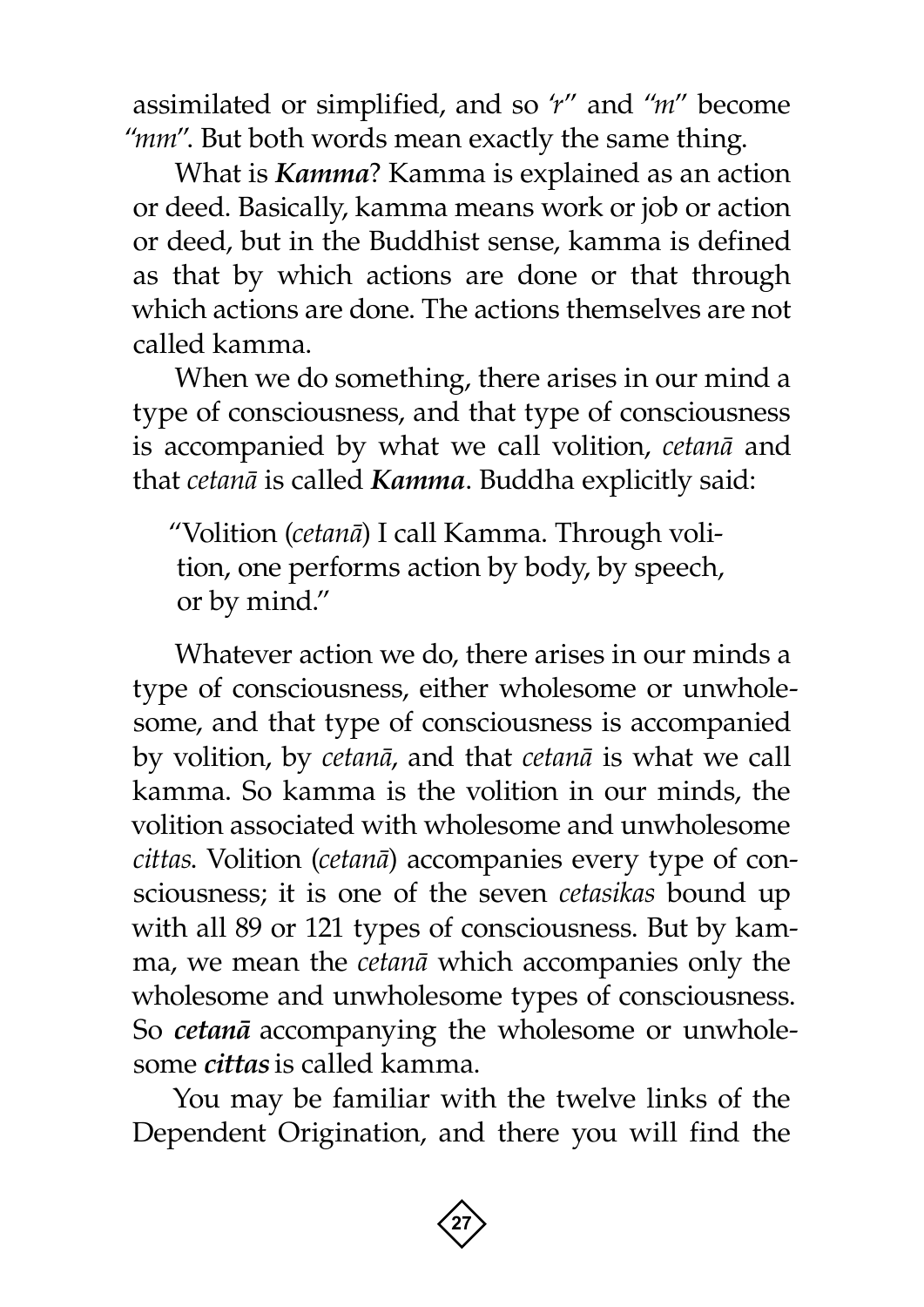assimilated or simplified, and so *'r"* and *"m"* become *"mm"*. But both words mean exactly the same thing.

What is ***Kamma***? Kamma is explained as an action or deed. Basically, kamma means work or job or action or deed, but in the Buddhist sense, kamma is defined as that by which actions are done or that through which actions are done. The actions themselves are not called kamma.

When we do something, there arises in our mind a type of consciousness, and that type of consciousness is accompanied by what we call volition, *cetanā* and that *cetanā* is called ***Kamma***. Buddha explicitly said:

> "Volition (*cetanā*) I call Kamma. Through volition, one performs action by body, by speech, or by mind."

Whatever action we do, there arises in our minds a type of consciousness, either wholesome or unwholesome, and that type of consciousness is accompanied by volition, by *cetanā*, and that *cetanā* is what we call kamma. So kamma is the volition in our minds, the volition associated with wholesome and unwholesome *cittas*. Volition (*cetanā*) accompanies every type of consciousness; it is one of the seven *cetasikas* bound up with all 89 or 121 types of consciousness. But by kamma, we mean the *cetanā* which accompanies only the wholesome and unwholesome types of consciousness. So ***cetanā*** accompanying the wholesome or unwholesome ***cittas*** is called kamma.

You may be familiar with the twelve links of the Dependent Origination, and there you will find the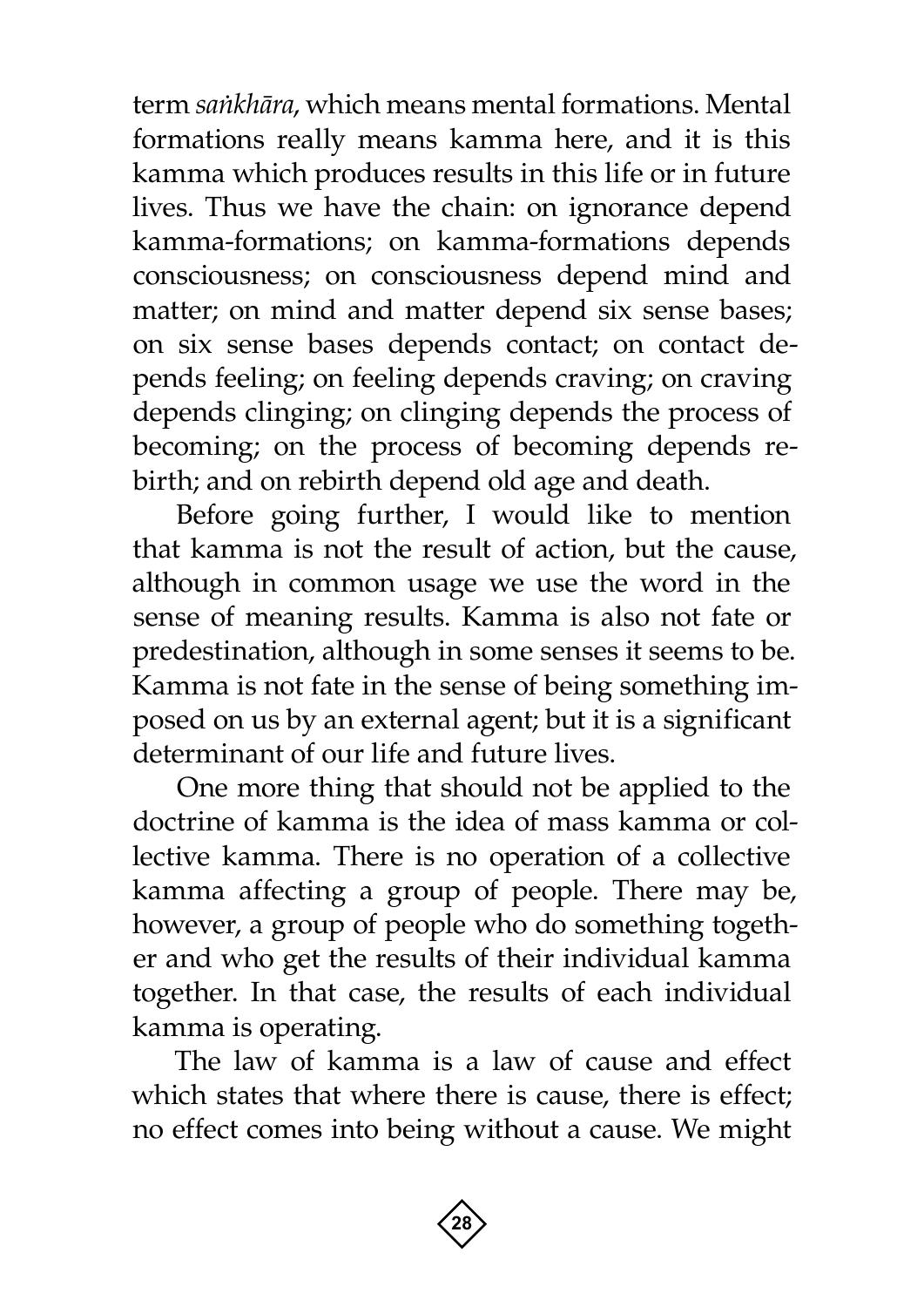term *saṅkhāra*, which means mental formations. Mental formations really means kamma here, and it is this kamma which produces results in this life or in future lives. Thus we have the chain: on ignorance depend kamma-formations; on kamma-formations depends consciousness; on consciousness depend mind and matter; on mind and matter depend six sense bases; on six sense bases depends contact; on contact depends feeling; on feeling depends craving; on craving depends clinging; on clinging depends the process of becoming; on the process of becoming depends rebirth; and on rebirth depend old age and death.

Before going further, I would like to mention that kamma is not the result of action, but the cause, although in common usage we use the word in the sense of meaning results. Kamma is also not fate or predestination, although in some senses it seems to be. Kamma is not fate in the sense of being something imposed on us by an external agent; but it is a significant determinant of our life and future lives.

One more thing that should not be applied to the doctrine of kamma is the idea of mass kamma or collective kamma. There is no operation of a collective kamma affecting a group of people. There may be, however, a group of people who do something together and who get the results of their individual kamma together. In that case, the results of each individual kamma is operating.

The law of kamma is a law of cause and effect which states that where there is cause, there is effect; no effect comes into being without a cause. We might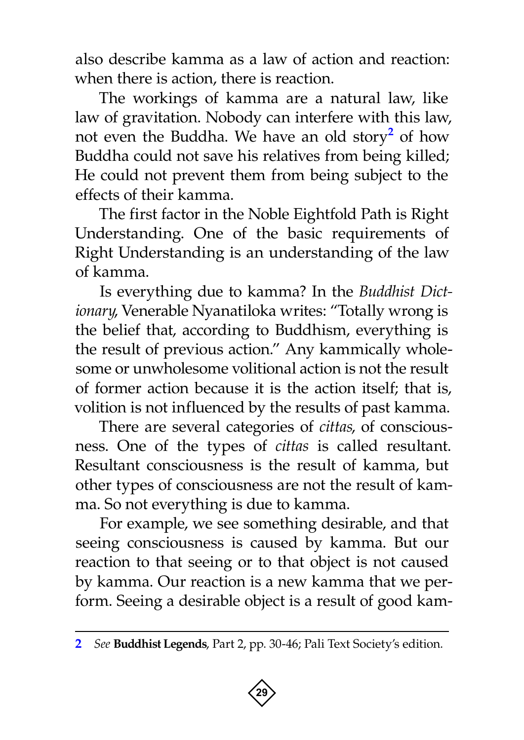also describe kamma as a law of action and reaction: when there is action, there is reaction.

The workings of kamma are a natural law, like law of gravitation. Nobody can interfere with this law, not even the Buddha. We have an old story[2] of how Buddha could not save his relatives from being killed; He could not prevent them from being subject to the effects of their kamma.

The first factor in the Noble Eightfold Path is Right Understanding. One of the basic requirements of Right Understanding is an understanding of the law of kamma.

Is everything due to kamma? In the *Buddhist Dictionary*, Venerable Nyanatiloka writes: "Totally wrong is the belief that, according to Buddhism, everything is the result of previous action." Any kammically wholesome or unwholesome volitional action is not the result of former action because it is the action itself; that is, volition is not influenced by the results of past kamma.

There are several categories of *cittas*, of consciousness. One of the types of *cittas* is called resultant. Resultant consciousness is the result of kamma, but other types of consciousness are not the result of kamma. So not everything is due to kamma.

For example, we see something desirable, and that seeing consciousness is caused by kamma. But our reaction to that seeing or to that object is not caused by kamma. Our reaction is a new kamma that we perform. Seeing a desirable object is a result of good kam-

---

2 *See* **Buddhist Legends**, Part 2, pp. 30-46; Pali Text Society's edition.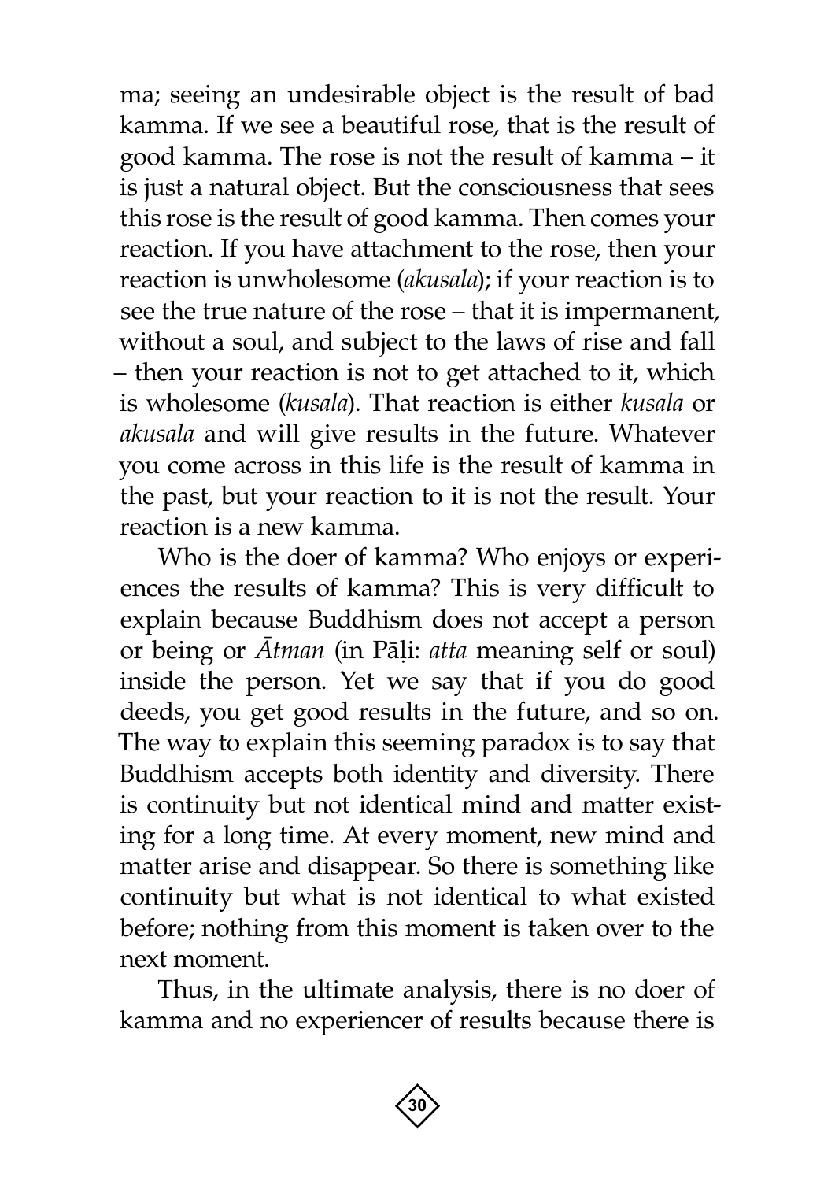ma; seeing an undesirable object is the result of bad kamma. If we see a beautiful rose, that is the result of good kamma. The rose is not the result of kamma – it is just a natural object. But the consciousness that sees this rose is the result of good kamma. Then comes your reaction. If you have attachment to the rose, then your reaction is unwholesome (*akusala*); if your reaction is to see the true nature of the rose – that it is impermanent, without a soul, and subject to the laws of rise and fall – then your reaction is not to get attached to it, which is wholesome (*kusala*). That reaction is either *kusala* or *akusala* and will give results in the future. Whatever you come across in this life is the result of kamma in the past, but your reaction to it is not the result. Your reaction is a new kamma.

Who is the doer of kamma? Who enjoys or experiences the results of kamma? This is very difficult to explain because Buddhism does not accept a person or being or *Ātman* (in Pāḷi: *atta* meaning self or soul) inside the person. Yet we say that if you do good deeds, you get good results in the future, and so on. The way to explain this seeming paradox is to say that Buddhism accepts both identity and diversity. There is continuity but not identical mind and matter existing for a long time. At every moment, new mind and matter arise and disappear. So there is something like continuity but what is not identical to what existed before; nothing from this moment is taken over to the next moment.

Thus, in the ultimate analysis, there is no doer of kamma and no experiencer of results because there is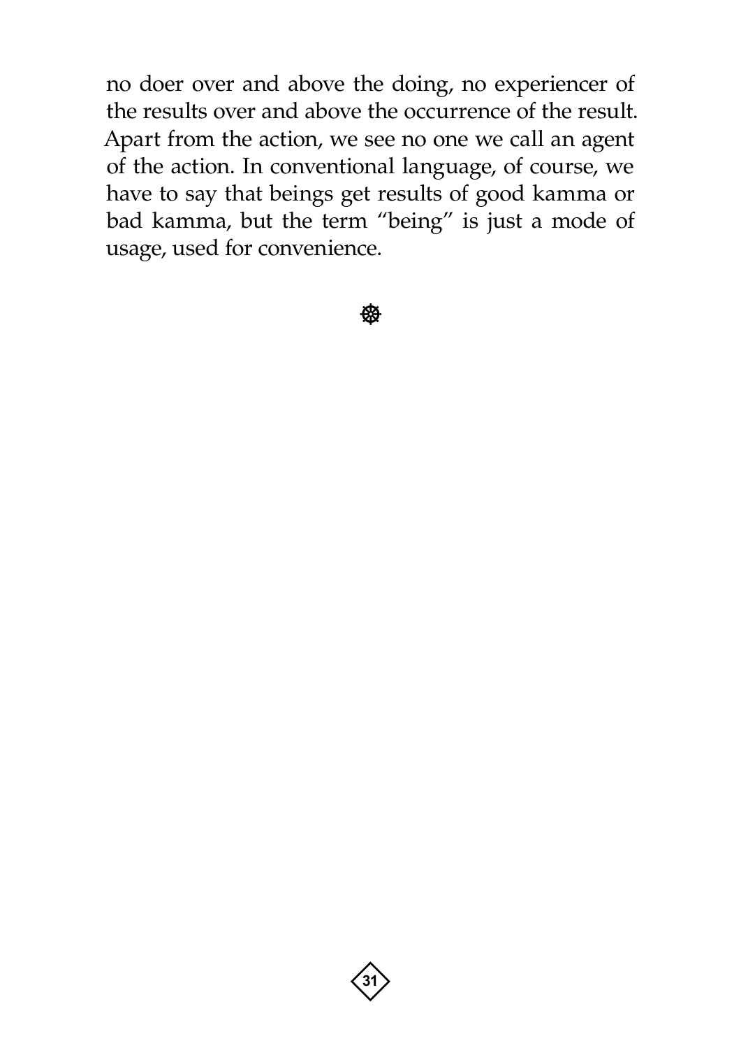no doer over and above the doing, no experiencer of the results over and above the occurrence of the result. Apart from the action, we see no one we call an agent of the action. In conventional language, of course, we have to say that beings get results of good kamma or bad kamma, but the term "being" is just a mode of usage, used for convenience.

☸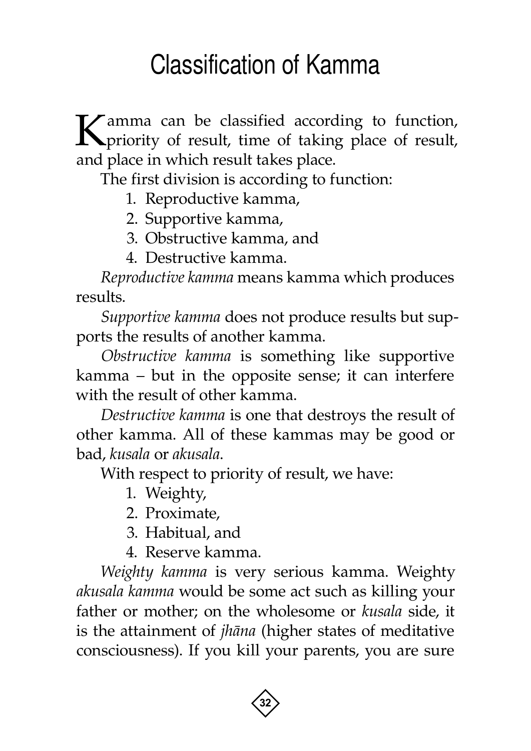# Classification of Kamma

Kamma can be classified according to function, priority of result, time of taking place of result, and place in which result takes place.

The first division is according to function:

1. Reproductive kamma,
2. Supportive kamma,
3. Obstructive kamma, and
4. Destructive kamma.

*Reproductive kamma* means kamma which produces results.

*Supportive kamma* does not produce results but supports the results of another kamma.

*Obstructive kamma* is something like supportive kamma – but in the opposite sense; it can interfere with the result of other kamma.

*Destructive kamma* is one that destroys the result of other kamma. All of these kammas may be good or bad, *kusala* or *akusala*.

With respect to priority of result, we have:

1. Weighty,
2. Proximate,
3. Habitual, and
4. Reserve kamma.

*Weighty kamma* is very serious kamma. Weighty *akusala kamma* would be some act such as killing your father or mother; on the wholesome or *kusala* side, it is the attainment of *jhāna* (higher states of meditative consciousness). If you kill your parents, you are sure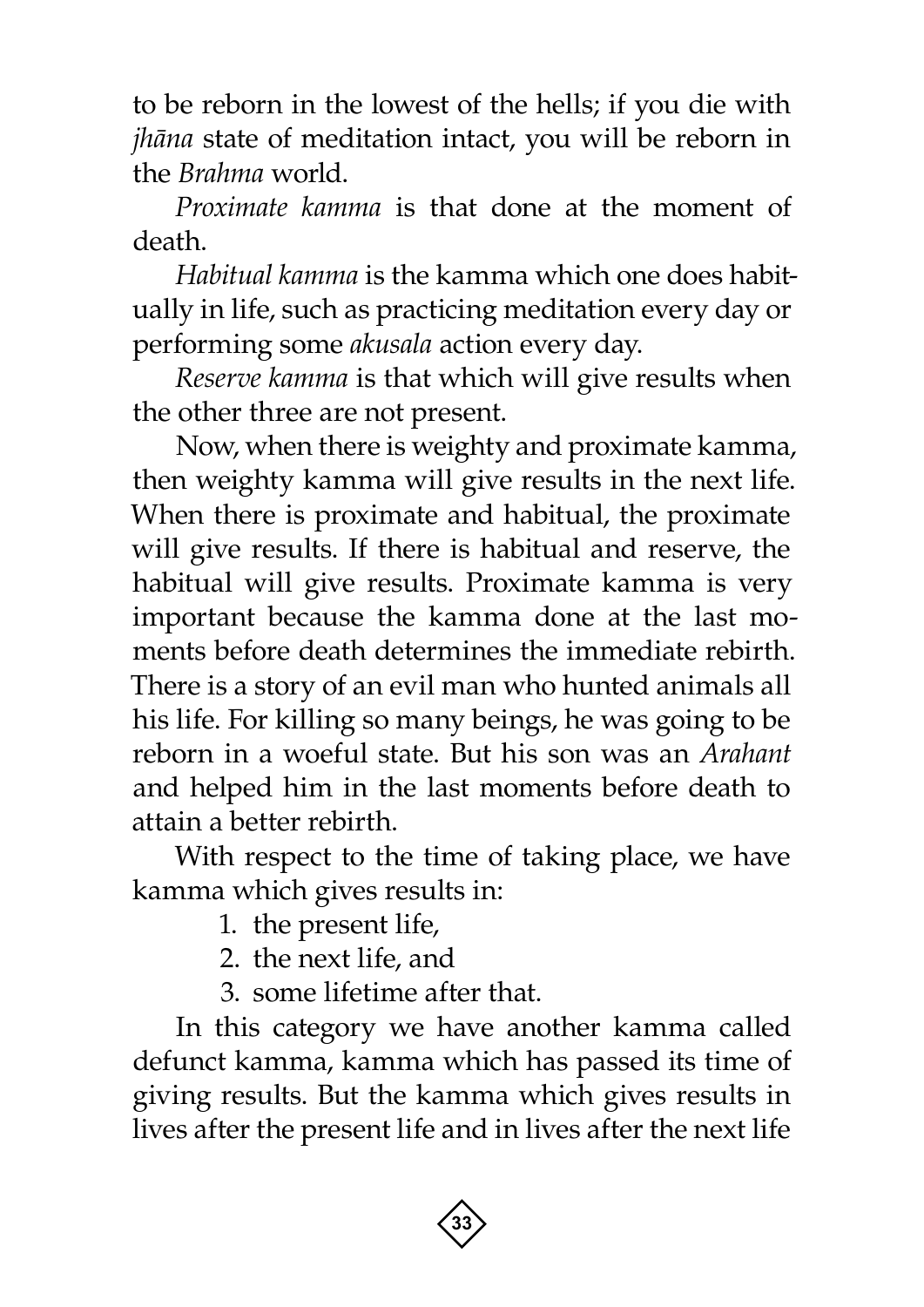to be reborn in the lowest of the hells; if you die with *jhāna* state of meditation intact, you will be reborn in the *Brahma* world.

*Proximate kamma* is that done at the moment of death.

*Habitual kamma* is the kamma which one does habitually in life, such as practicing meditation every day or performing some *akusala* action every day.

*Reserve kamma* is that which will give results when the other three are not present.

Now, when there is weighty and proximate kamma, then weighty kamma will give results in the next life. When there is proximate and habitual, the proximate will give results. If there is habitual and reserve, the habitual will give results. Proximate kamma is very important because the kamma done at the last moments before death determines the immediate rebirth. There is a story of an evil man who hunted animals all his life. For killing so many beings, he was going to be reborn in a woeful state. But his son was an *Arahant* and helped him in the last moments before death to attain a better rebirth.

With respect to the time of taking place, we have kamma which gives results in:

1. the present life,
2. the next life, and
3. some lifetime after that.

In this category we have another kamma called defunct kamma, kamma which has passed its time of giving results. But the kamma which gives results in lives after the present life and in lives after the next life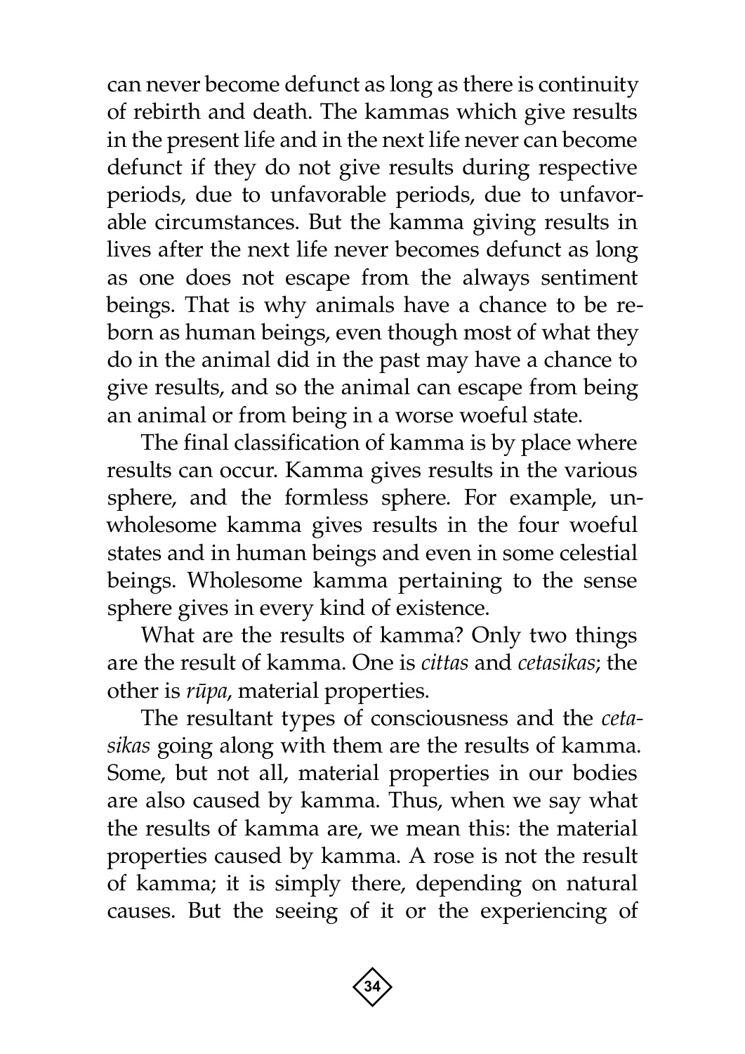can never become defunct as long as there is continuity of rebirth and death. The kammas which give results in the present life and in the next life never can become defunct if they do not give results during respective periods, due to unfavorable periods, due to unfavorable circumstances. But the kamma giving results in lives after the next life never becomes defunct as long as one does not escape from the always sentiment beings. That is why animals have a chance to be reborn as human beings, even though most of what they do in the animal did in the past may have a chance to give results, and so the animal can escape from being an animal or from being in a worse woeful state.

The final classification of kamma is by place where results can occur. Kamma gives results in the various sphere, and the formless sphere. For example, unwholesome kamma gives results in the four woeful states and in human beings and even in some celestial beings. Wholesome kamma pertaining to the sense sphere gives in every kind of existence.

What are the results of kamma? Only two things are the result of kamma. One is *cittas* and *cetasikas*; the other is *rūpa*, material properties.

The resultant types of consciousness and the *cetasikas* going along with them are the results of kamma. Some, but not all, material properties in our bodies are also caused by kamma. Thus, when we say what the results of kamma are, we mean this: the material properties caused by kamma. A rose is not the result of kamma; it is simply there, depending on natural causes. But the seeing of it or the experiencing of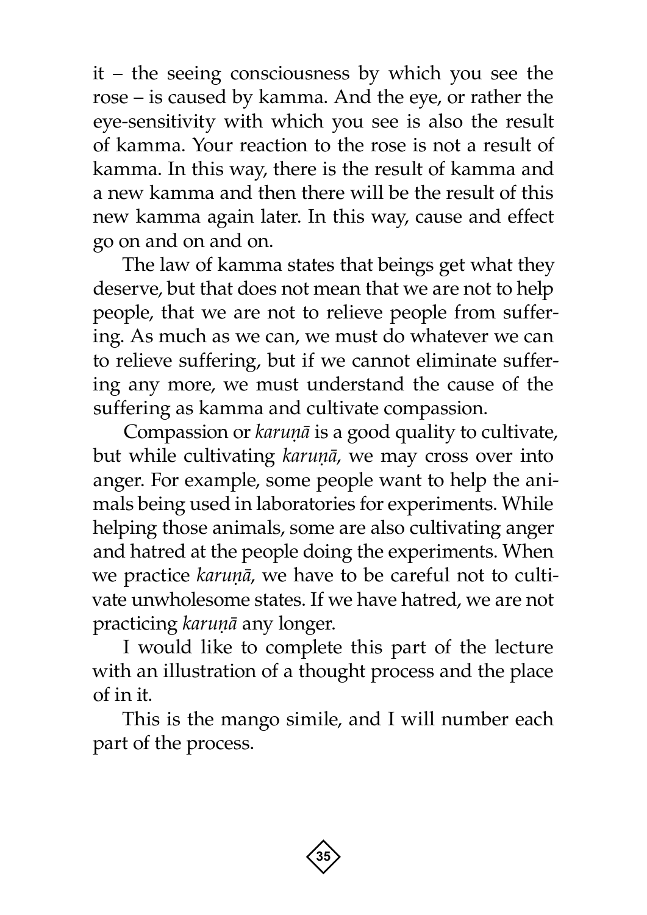it – the seeing consciousness by which you see the rose – is caused by kamma. And the eye, or rather the eye-sensitivity with which you see is also the result of kamma. Your reaction to the rose is not a result of kamma. In this way, there is the result of kamma and a new kamma and then there will be the result of this new kamma again later. In this way, cause and effect go on and on and on.

The law of kamma states that beings get what they deserve, but that does not mean that we are not to help people, that we are not to relieve people from suffering. As much as we can, we must do whatever we can to relieve suffering, but if we cannot eliminate suffering any more, we must understand the cause of the suffering as kamma and cultivate compassion.

Compassion or *karuṇā* is a good quality to cultivate, but while cultivating *karuṇā*, we may cross over into anger. For example, some people want to help the animals being used in laboratories for experiments. While helping those animals, some are also cultivating anger and hatred at the people doing the experiments. When we practice *karuṇā*, we have to be careful not to cultivate unwholesome states. If we have hatred, we are not practicing *karuṇā* any longer.

I would like to complete this part of the lecture with an illustration of a thought process and the place of in it.

This is the mango simile, and I will number each part of the process.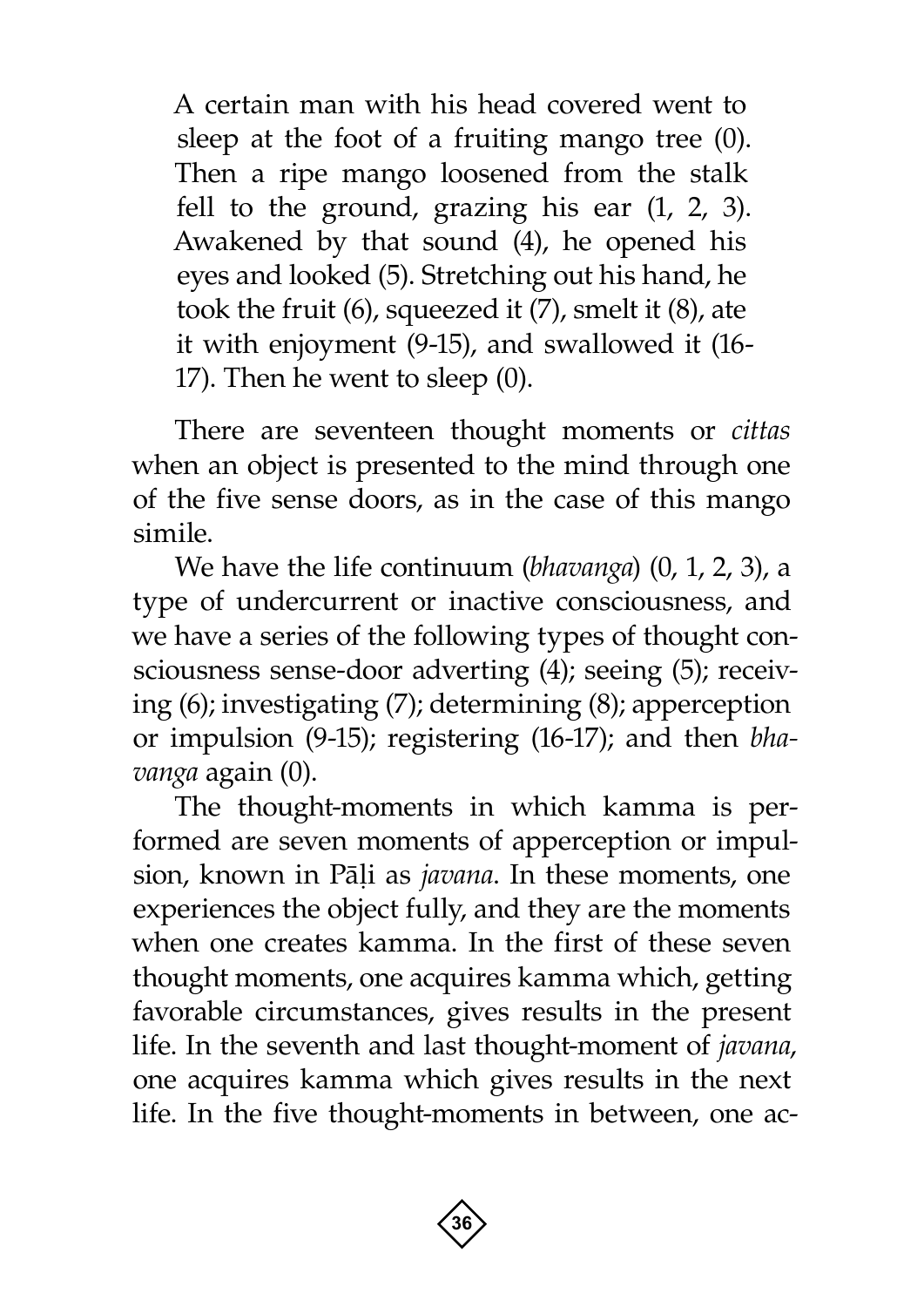> A certain man with his head covered went to sleep at the foot of a fruiting mango tree (0). Then a ripe mango loosened from the stalk fell to the ground, grazing his ear (1, 2, 3). Awakened by that sound (4), he opened his eyes and looked (5). Stretching out his hand, he took the fruit (6), squeezed it (7), smelt it (8), ate it with enjoyment (9-15), and swallowed it (16-17). Then he went to sleep (0).

There are seventeen thought moments or *cittas* when an object is presented to the mind through one of the five sense doors, as in the case of this mango simile.

We have the life continuum (*bhavanga*) (0, 1, 2, 3), a type of undercurrent or inactive consciousness, and we have a series of the following types of thought consciousness sense-door adverting (4); seeing (5); receiving (6); investigating (7); determining (8); apperception or impulsion (9-15); registering (16-17); and then *bhavanga* again (0).

The thought-moments in which kamma is performed are seven moments of apperception or impulsion, known in Pāḷi as *javana*. In these moments, one experiences the object fully, and they are the moments when one creates kamma. In the first of these seven thought moments, one acquires kamma which, getting favorable circumstances, gives results in the present life. In the seventh and last thought-moment of *javana*, one acquires kamma which gives results in the next life. In the five thought-moments in between, one ac-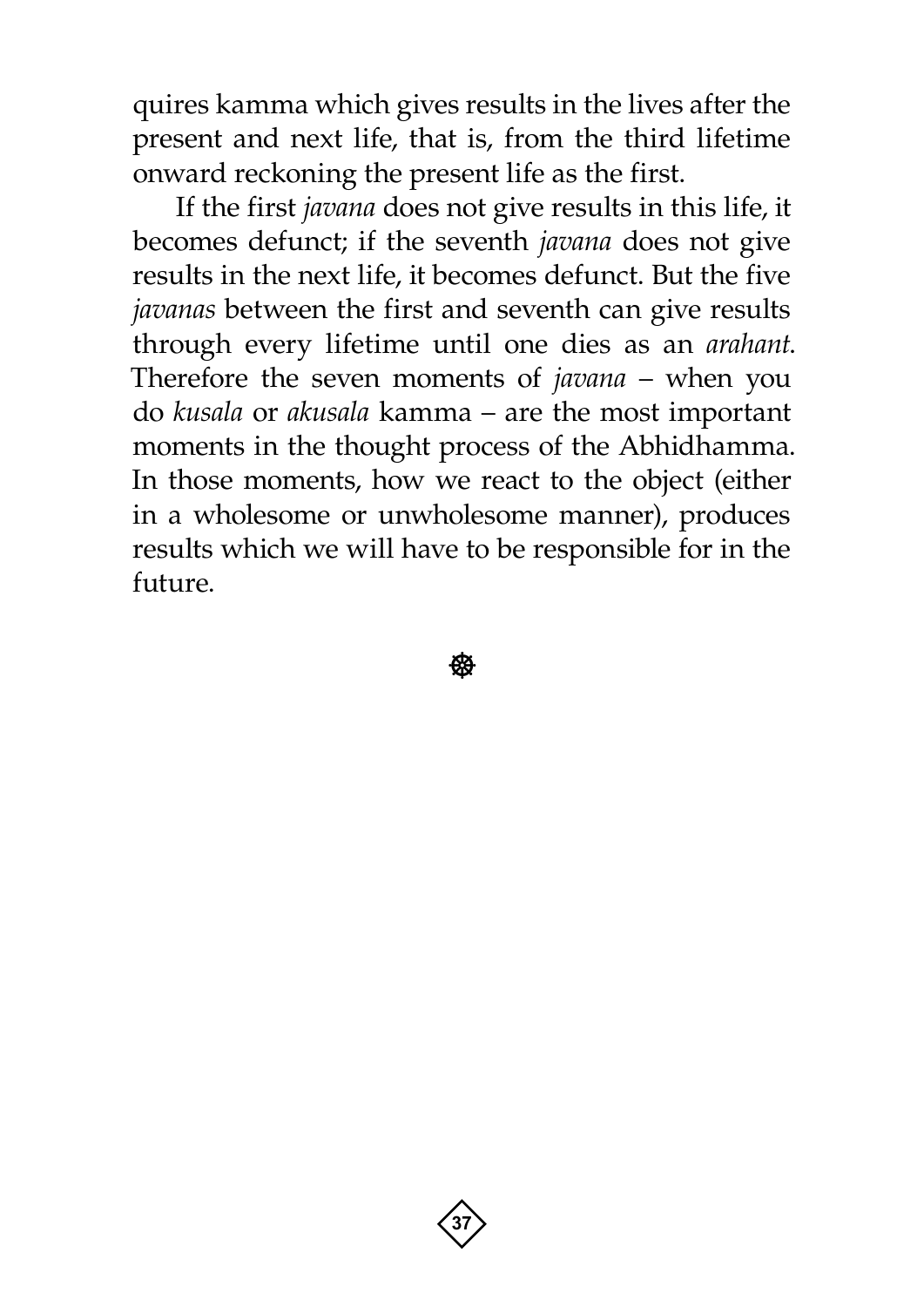quires kamma which gives results in the lives after the present and next life, that is, from the third lifetime onward reckoning the present life as the first.

If the first *javana* does not give results in this life, it becomes defunct; if the seventh *javana* does not give results in the next life, it becomes defunct. But the five *javanas* between the first and seventh can give results through every lifetime until one dies as an *arahant*. Therefore the seven moments of *javana* – when you do *kusala* or *akusala* kamma – are the most important moments in the thought process of the Abhidhamma. In those moments, how we react to the object (either in a wholesome or unwholesome manner), produces results which we will have to be responsible for in the future.

☸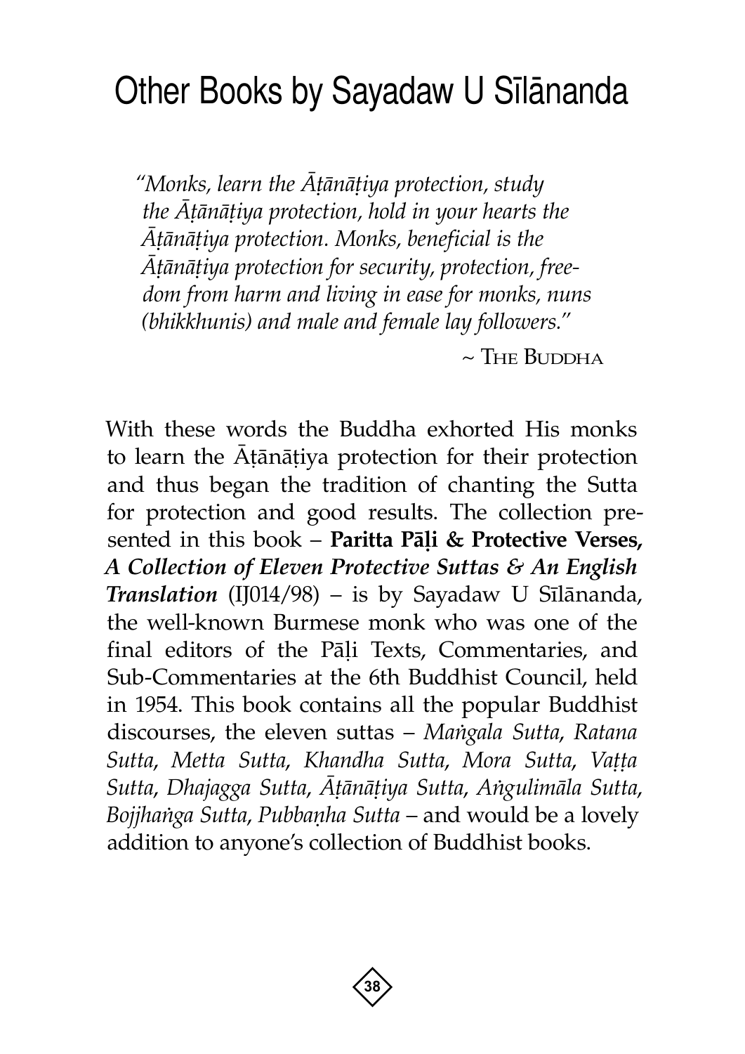# Other Books by Sayadaw U Sīlānanda

> *"Monks, learn the Āṭānāṭiya protection, study the Āṭānāṭiya protection, hold in your hearts the Āṭānāṭiya protection. Monks, beneficial is the Āṭānāṭiya protection for security, protection, freedom from harm and living in ease for monks, nuns (bhikkhunis) and male and female lay followers."*
>
> ~ The Buddha

With these words the Buddha exhorted His monks to learn the Āṭānāṭiya protection for their protection and thus began the tradition of chanting the Sutta for protection and good results. The collection presented in this book – **Paritta Pāḷi & Protective Verses,** ***A Collection of Eleven Protective Suttas & An English Translation*** (IJ014/98) – is by Sayadaw U Sīlānanda, the well-known Burmese monk who was one of the final editors of the Pāḷi Texts, Commentaries, and Sub-Commentaries at the 6th Buddhist Council, held in 1954. This book contains all the popular Buddhist discourses, the eleven suttas – *Maṅgala Sutta*, *Ratana Sutta*, *Metta Sutta*, *Khandha Sutta*, *Mora Sutta*, *Vaṭṭa Sutta*, *Dhajagga Sutta*, *Āṭānāṭiya Sutta*, *Aṅgulimāla Sutta*, *Bojjhaṅga Sutta*, *Pubbaṇha Sutta* – and would be a lovely addition to anyone's collection of Buddhist books.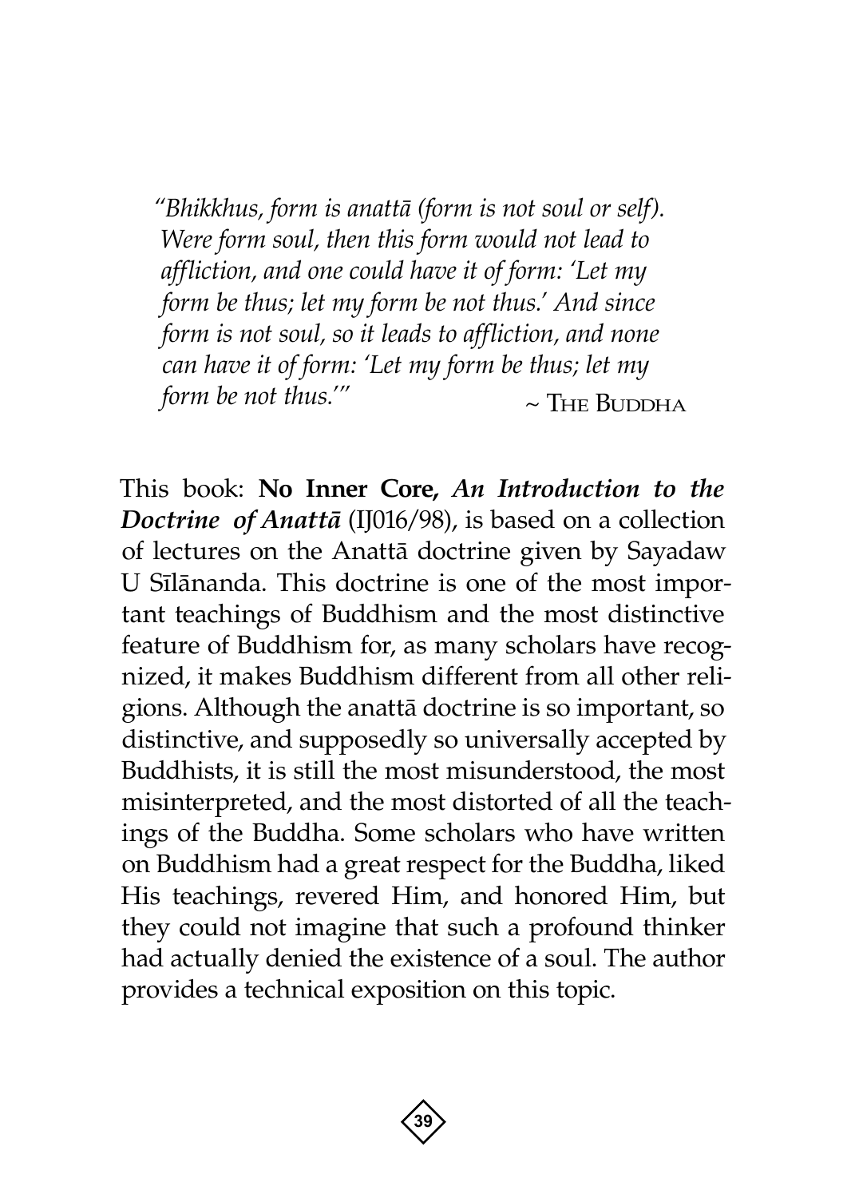*"Bhikkhus, form is anattā (form is not soul or self). Were form soul, then this form would not lead to affliction, and one could have it of form: 'Let my form be thus; let my form be not thus.' And since form is not soul, so it leads to affliction, and none can have it of form: 'Let my form be thus; let my form be not thus.'"* ~ The Buddha

This book: **No Inner Core,** ***An Introduction to the Doctrine of Anattā*** (IJ016/98), is based on a collection of lectures on the Anattā doctrine given by Sayadaw U Sīlānanda. This doctrine is one of the most important teachings of Buddhism and the most distinctive feature of Buddhism for, as many scholars have recognized, it makes Buddhism different from all other religions. Although the anattā doctrine is so important, so distinctive, and supposedly so universally accepted by Buddhists, it is still the most misunderstood, the most misinterpreted, and the most distorted of all the teachings of the Buddha. Some scholars who have written on Buddhism had a great respect for the Buddha, liked His teachings, revered Him, and honored Him, but they could not imagine that such a profound thinker had actually denied the existence of a soul. The author provides a technical exposition on this topic.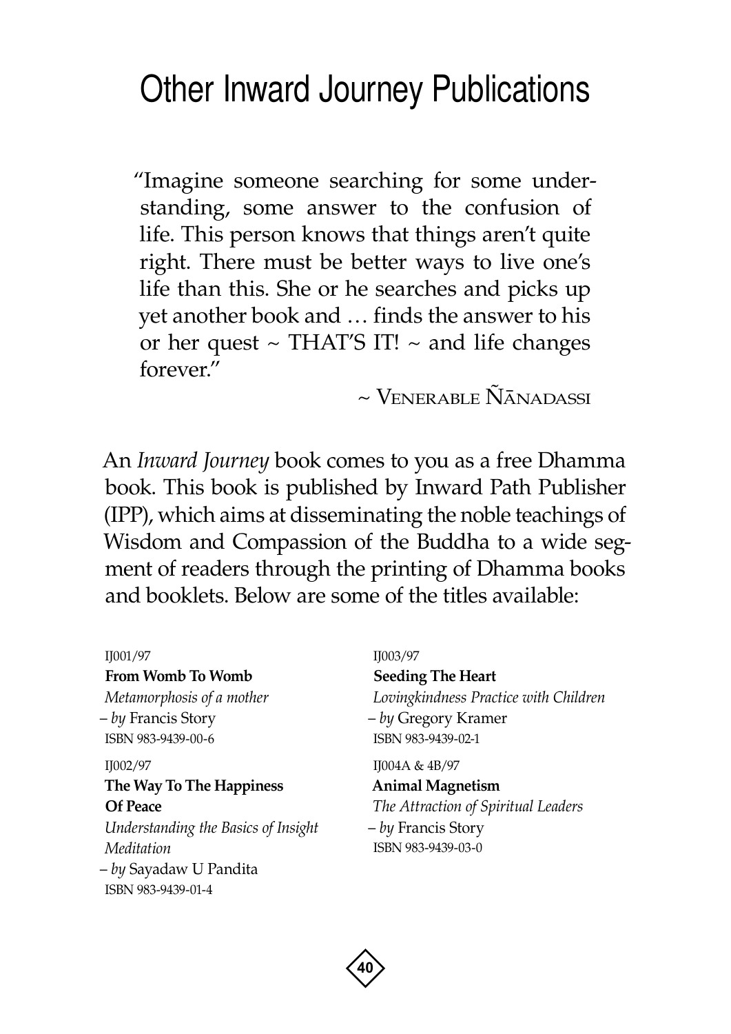# Other Inward Journey Publications

"Imagine someone searching for some understanding, some answer to the confusion of life. This person knows that things aren't quite right. There must be better ways to live one's life than this. She or he searches and picks up yet another book and … finds the answer to his or her quest ~ THAT'S IT! ~ and life changes forever."

~ Venerable Ñānadassi

An *Inward Journey* book comes to you as a free Dhamma book. This book is published by Inward Path Publisher (IPP), which aims at disseminating the noble teachings of Wisdom and Compassion of the Buddha to a wide segment of readers through the printing of Dhamma books and booklets. Below are some of the titles available:

IJ001/97
**From Womb To Womb**
*Metamorphosis of a mother*
– *by* Francis Story
ISBN 983-9439-00-6

IJ002/97
**The Way To The Happiness Of Peace**
*Understanding the Basics of Insight Meditation*
– *by* Sayadaw U Pandita
ISBN 983-9439-01-4

IJ003/97
**Seeding The Heart**
*Lovingkindness Practice with Children*
– *by* Gregory Kramer
ISBN 983-9439-02-1

IJ004A & 4B/97
**Animal Magnetism**
*The Attraction of Spiritual Leaders*
– *by* Francis Story
ISBN 983-9439-03-0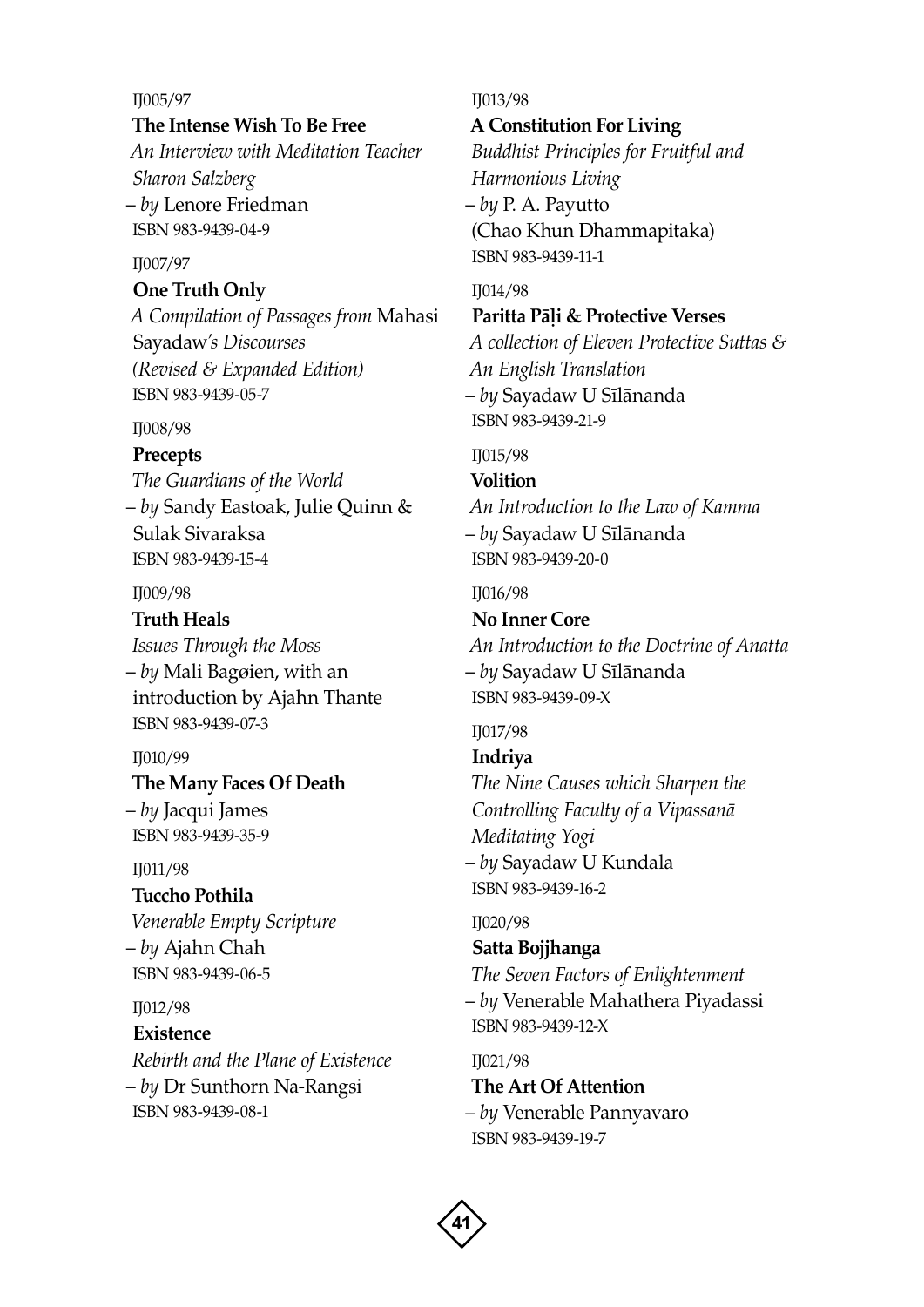IJ005/97

**The Intense Wish To Be Free**

*An Interview with Meditation Teacher Sharon Salzberg*

– *by* Lenore Friedman

ISBN 983-9439-04-9

IJ007/97

**One Truth Only**

*A Compilation of Passages from* Mahasi Sayadaw*'s Discourses (Revised & Expanded Edition)*

ISBN 983-9439-05-7

IJ008/98

**Precepts**

*The Guardians of the World*

– *by* Sandy Eastoak, Julie Quinn & Sulak Sivaraksa

ISBN 983-9439-15-4

IJ009/98

**Truth Heals**

*Issues Through the Moss*

– *by* Mali Bagøien, with an introduction by Ajahn Thante

ISBN 983-9439-07-3

IJ010/99

**The Many Faces Of Death**

– *by* Jacqui James

ISBN 983-9439-35-9

IJ011/98

**Tuccho Pothila**

*Venerable Empty Scripture*

– *by* Ajahn Chah

ISBN 983-9439-06-5

IJ012/98

**Existence**

*Rebirth and the Plane of Existence*

– *by* Dr Sunthorn Na-Rangsi

ISBN 983-9439-08-1

IJ013/98

**A Constitution For Living**

*Buddhist Principles for Fruitful and Harmonious Living*

– *by* P. A. Payutto (Chao Khun Dhammapitaka)

ISBN 983-9439-11-1

IJ014/98

**Paritta Pāḷi & Protective Verses**

*A collection of Eleven Protective Suttas & An English Translation*

– *by* Sayadaw U Sīlānanda

ISBN 983-9439-21-9

IJ015/98

**Volition**

*An Introduction to the Law of Kamma*

– *by* Sayadaw U Sīlānanda

ISBN 983-9439-20-0

IJ016/98

**No Inner Core**

*An Introduction to the Doctrine of Anatta*

– *by* Sayadaw U Sīlānanda

ISBN 983-9439-09-X

IJ017/98

**Indriya**

*The Nine Causes which Sharpen the Controlling Faculty of a Vipassanā Meditating Yogi*

– *by* Sayadaw U Kundala

ISBN 983-9439-16-2

IJ020/98

**Satta Bojjhanga**

*The Seven Factors of Enlightenment*

– *by* Venerable Mahathera Piyadassi

ISBN 983-9439-12-X

IJ021/98

**The Art Of Attention**

– *by* Venerable Pannyavaro

ISBN 983-9439-19-7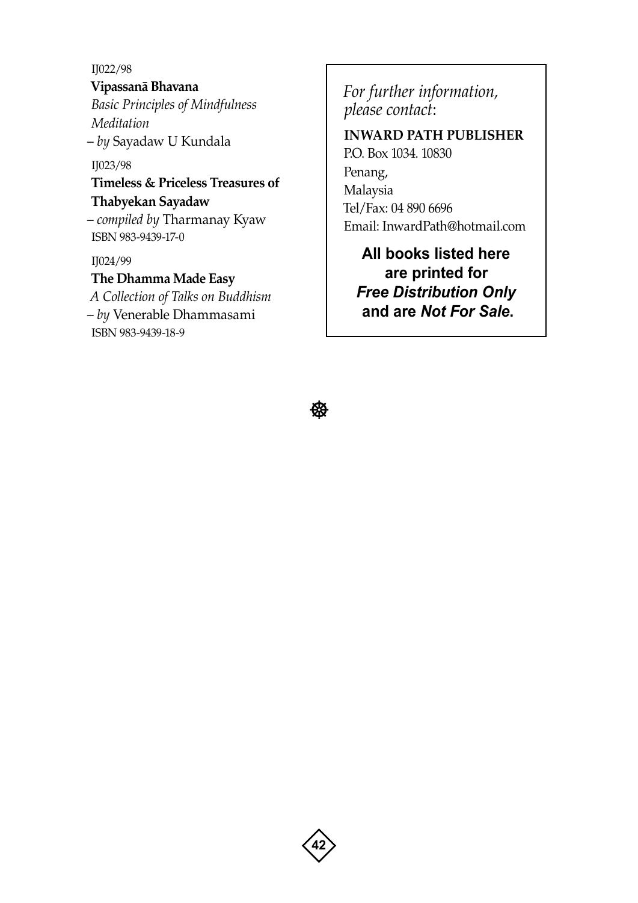IJ022/98

**Vipassanā Bhavana**

*Basic Principles of Mindfulness Meditation*

– *by* Sayadaw U Kundala

IJ023/98

**Timeless & Priceless Treasures of Thabyekan Sayadaw**

– *compiled by* Tharmanay Kyaw

ISBN 983-9439-17-0

IJ024/99

**The Dhamma Made Easy**

*A Collection of Talks on Buddhism*

– *by* Venerable Dhammasami

ISBN 983-9439-18-9

*For further information, please contact*:

**INWARD PATH PUBLISHER**

P.O. Box 1034. 10830

Penang,

Malaysia

Tel/Fax: 04 890 6696

Email: InwardPath@hotmail.com

**All books listed here are printed for *Free Distribution Only* and are *Not For Sale*.**

☸